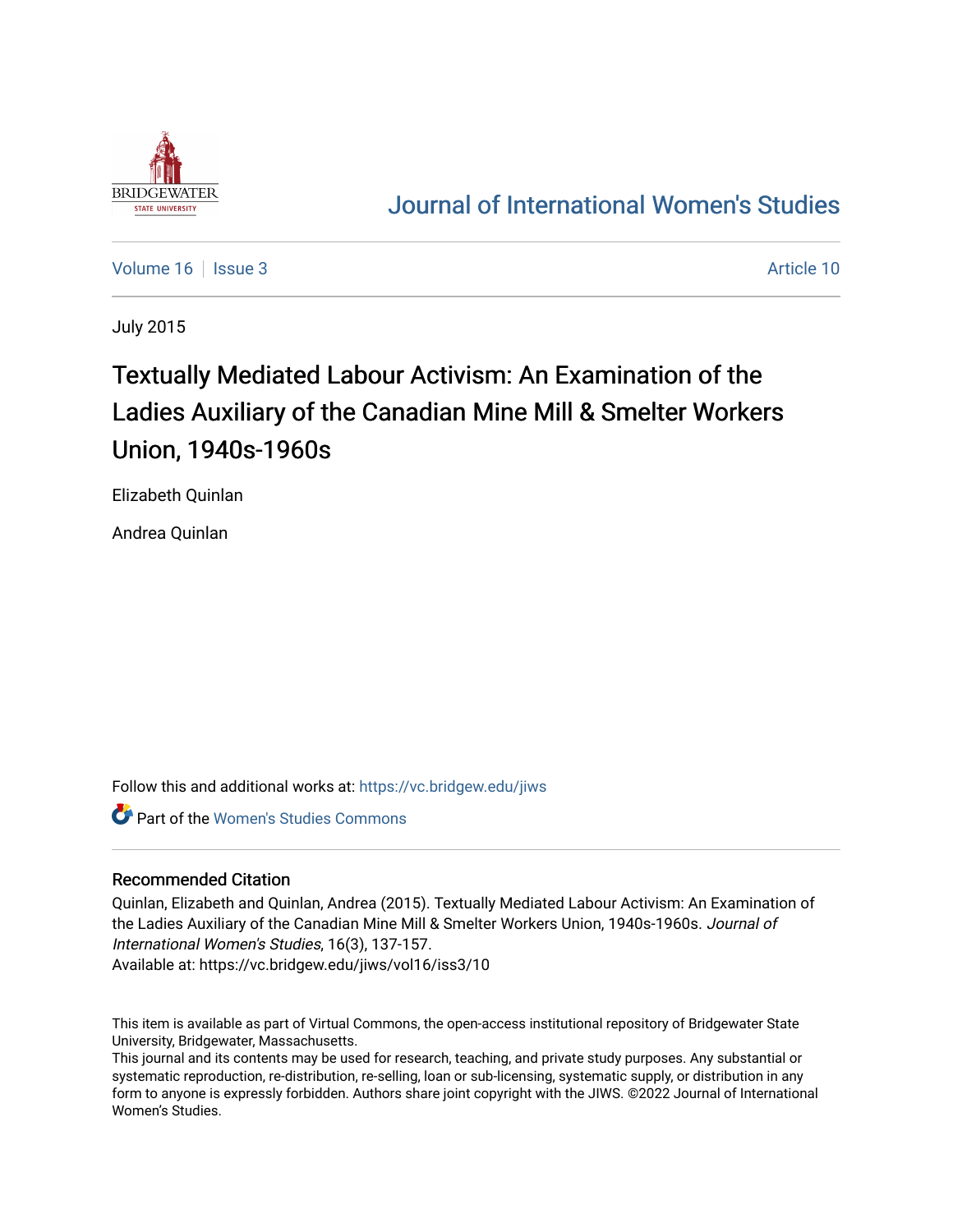# Journal of International Women's Studies

Volume 16 | Issue 3 Article 10

July 2015

# Textually Mediated Labour Activism: An Examination of the Ladies Auxiliary of the Canadian Mine Mill & Smelter Workers Union, 1940s-1960s

Elizabeth Quinlan

Andrea Quinlan

Follow this and additional works at: https://vc.bridgew.edu/jiws

Part of the Women's Studies Commons

## Recommended Citation

Quinlan, Elizabeth and Quinlan, Andrea (2015). Textually Mediated Labour Activism: An Examination of the Ladies Auxiliary of the Canadian Mine Mill & Smelter Workers Union, 1940s-1960s. *Journal of International Women's Studies*, 16(3), 137-157.
Available at: https://vc.bridgew.edu/jiws/vol16/iss3/10

This item is available as part of Virtual Commons, the open-access institutional repository of Bridgewater State University, Bridgewater, Massachusetts.
This journal and its contents may be used for research, teaching, and private study purposes. Any substantial or systematic reproduction, re-distribution, re-selling, loan or sub-licensing, systematic supply, or distribution in any form to anyone is expressly forbidden. Authors share joint copyright with the JIWS. ©2022 Journal of International Women's Studies.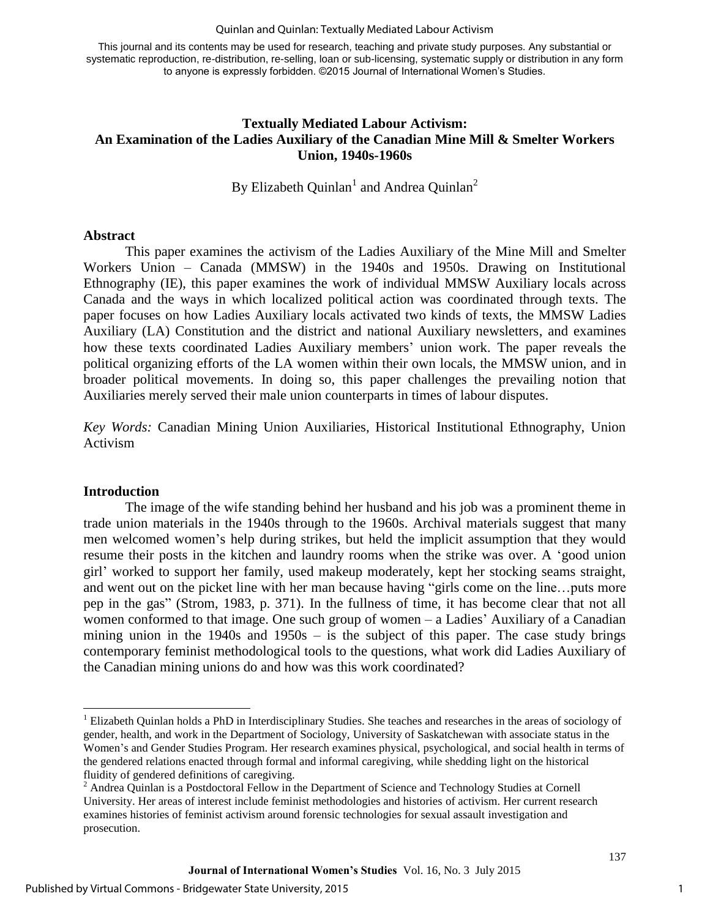This journal and its contents may be used for research, teaching and private study purposes. Any substantial or systematic reproduction, re-distribution, re-selling, loan or sub-licensing, systematic supply or distribution in any form to anyone is expressly forbidden. ©2015 Journal of International Women's Studies.

# Textually Mediated Labour Activism: An Examination of the Ladies Auxiliary of the Canadian Mine Mill & Smelter Workers Union, 1940s-1960s

By Elizabeth Quinlan[1] and Andrea Quinlan[2]

## Abstract

This paper examines the activism of the Ladies Auxiliary of the Mine Mill and Smelter Workers Union – Canada (MMSW) in the 1940s and 1950s. Drawing on Institutional Ethnography (IE), this paper examines the work of individual MMSW Auxiliary locals across Canada and the ways in which localized political action was coordinated through texts. The paper focuses on how Ladies Auxiliary locals activated two kinds of texts, the MMSW Ladies Auxiliary (LA) Constitution and the district and national Auxiliary newsletters, and examines how these texts coordinated Ladies Auxiliary members' union work. The paper reveals the political organizing efforts of the LA women within their own locals, the MMSW union, and in broader political movements. In doing so, this paper challenges the prevailing notion that Auxiliaries merely served their male union counterparts in times of labour disputes.

*Key Words:* Canadian Mining Union Auxiliaries, Historical Institutional Ethnography, Union Activism

## Introduction

The image of the wife standing behind her husband and his job was a prominent theme in trade union materials in the 1940s through to the 1960s. Archival materials suggest that many men welcomed women's help during strikes, but held the implicit assumption that they would resume their posts in the kitchen and laundry rooms when the strike was over. A 'good union girl' worked to support her family, used makeup moderately, kept her stocking seams straight, and went out on the picket line with her man because having "girls come on the line…puts more pep in the gas" (Strom, 1983, p. 371). In the fullness of time, it has become clear that not all women conformed to that image. One such group of women – a Ladies' Auxiliary of a Canadian mining union in the 1940s and 1950s – is the subject of this paper. The case study brings contemporary feminist methodological tools to the questions, what work did Ladies Auxiliary of the Canadian mining unions do and how was this work coordinated?

---

[1] Elizabeth Quinlan holds a PhD in Interdisciplinary Studies. She teaches and researches in the areas of sociology of gender, health, and work in the Department of Sociology, University of Saskatchewan with associate status in the Women's and Gender Studies Program. Her research examines physical, psychological, and social health in terms of the gendered relations enacted through formal and informal caregiving, while shedding light on the historical fluidity of gendered definitions of caregiving.

[2] Andrea Quinlan is a Postdoctoral Fellow in the Department of Science and Technology Studies at Cornell University. Her areas of interest include feminist methodologies and histories of activism. Her current research examines histories of feminist activism around forensic technologies for sexual assault investigation and prosecution.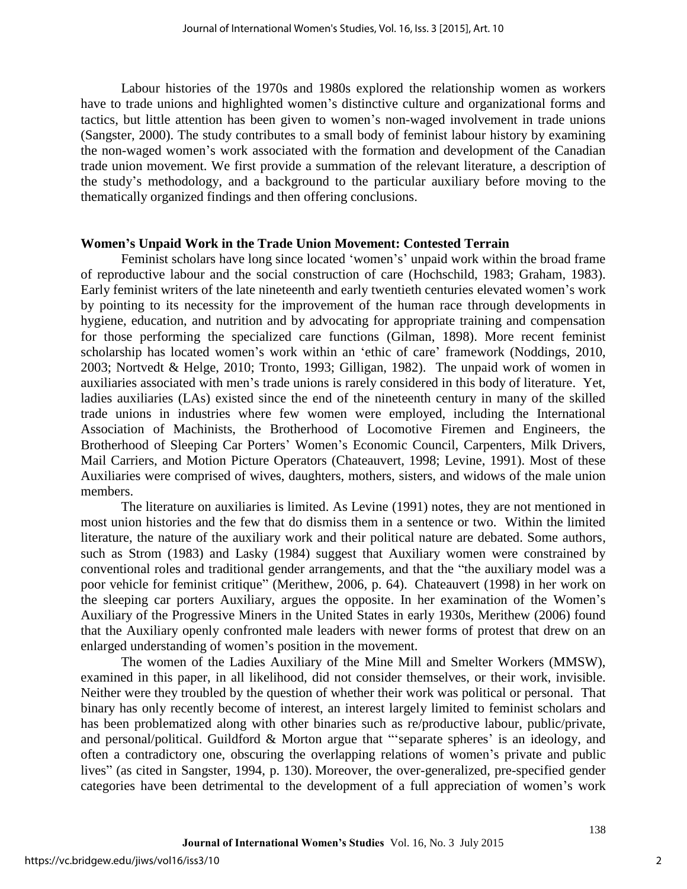Labour histories of the 1970s and 1980s explored the relationship women as workers have to trade unions and highlighted women's distinctive culture and organizational forms and tactics, but little attention has been given to women's non-waged involvement in trade unions (Sangster, 2000). The study contributes to a small body of feminist labour history by examining the non-waged women's work associated with the formation and development of the Canadian trade union movement. We first provide a summation of the relevant literature, a description of the study's methodology, and a background to the particular auxiliary before moving to the thematically organized findings and then offering conclusions.

## Women's Unpaid Work in the Trade Union Movement: Contested Terrain

Feminist scholars have long since located 'women's' unpaid work within the broad frame of reproductive labour and the social construction of care (Hochschild, 1983; Graham, 1983). Early feminist writers of the late nineteenth and early twentieth centuries elevated women's work by pointing to its necessity for the improvement of the human race through developments in hygiene, education, and nutrition and by advocating for appropriate training and compensation for those performing the specialized care functions (Gilman, 1898). More recent feminist scholarship has located women's work within an 'ethic of care' framework (Noddings, 2010, 2003; Nortvedt & Helge, 2010; Tronto, 1993; Gilligan, 1982). The unpaid work of women in auxiliaries associated with men's trade unions is rarely considered in this body of literature. Yet, ladies auxiliaries (LAs) existed since the end of the nineteenth century in many of the skilled trade unions in industries where few women were employed, including the International Association of Machinists, the Brotherhood of Locomotive Firemen and Engineers, the Brotherhood of Sleeping Car Porters' Women's Economic Council, Carpenters, Milk Drivers, Mail Carriers, and Motion Picture Operators (Chateauvert, 1998; Levine, 1991). Most of these Auxiliaries were comprised of wives, daughters, mothers, sisters, and widows of the male union members.

The literature on auxiliaries is limited. As Levine (1991) notes, they are not mentioned in most union histories and the few that do dismiss them in a sentence or two. Within the limited literature, the nature of the auxiliary work and their political nature are debated. Some authors, such as Strom (1983) and Lasky (1984) suggest that Auxiliary women were constrained by conventional roles and traditional gender arrangements, and that the "the auxiliary model was a poor vehicle for feminist critique" (Merithew, 2006, p. 64). Chateauvert (1998) in her work on the sleeping car porters Auxiliary, argues the opposite. In her examination of the Women's Auxiliary of the Progressive Miners in the United States in early 1930s, Merithew (2006) found that the Auxiliary openly confronted male leaders with newer forms of protest that drew on an enlarged understanding of women's position in the movement.

The women of the Ladies Auxiliary of the Mine Mill and Smelter Workers (MMSW), examined in this paper, in all likelihood, did not consider themselves, or their work, invisible. Neither were they troubled by the question of whether their work was political or personal. That binary has only recently become of interest, an interest largely limited to feminist scholars and has been problematized along with other binaries such as re/productive labour, public/private, and personal/political. Guildford & Morton argue that "'separate spheres' is an ideology, and often a contradictory one, obscuring the overlapping relations of women's private and public lives" (as cited in Sangster, 1994, p. 130). Moreover, the over-generalized, pre-specified gender categories have been detrimental to the development of a full appreciation of women's work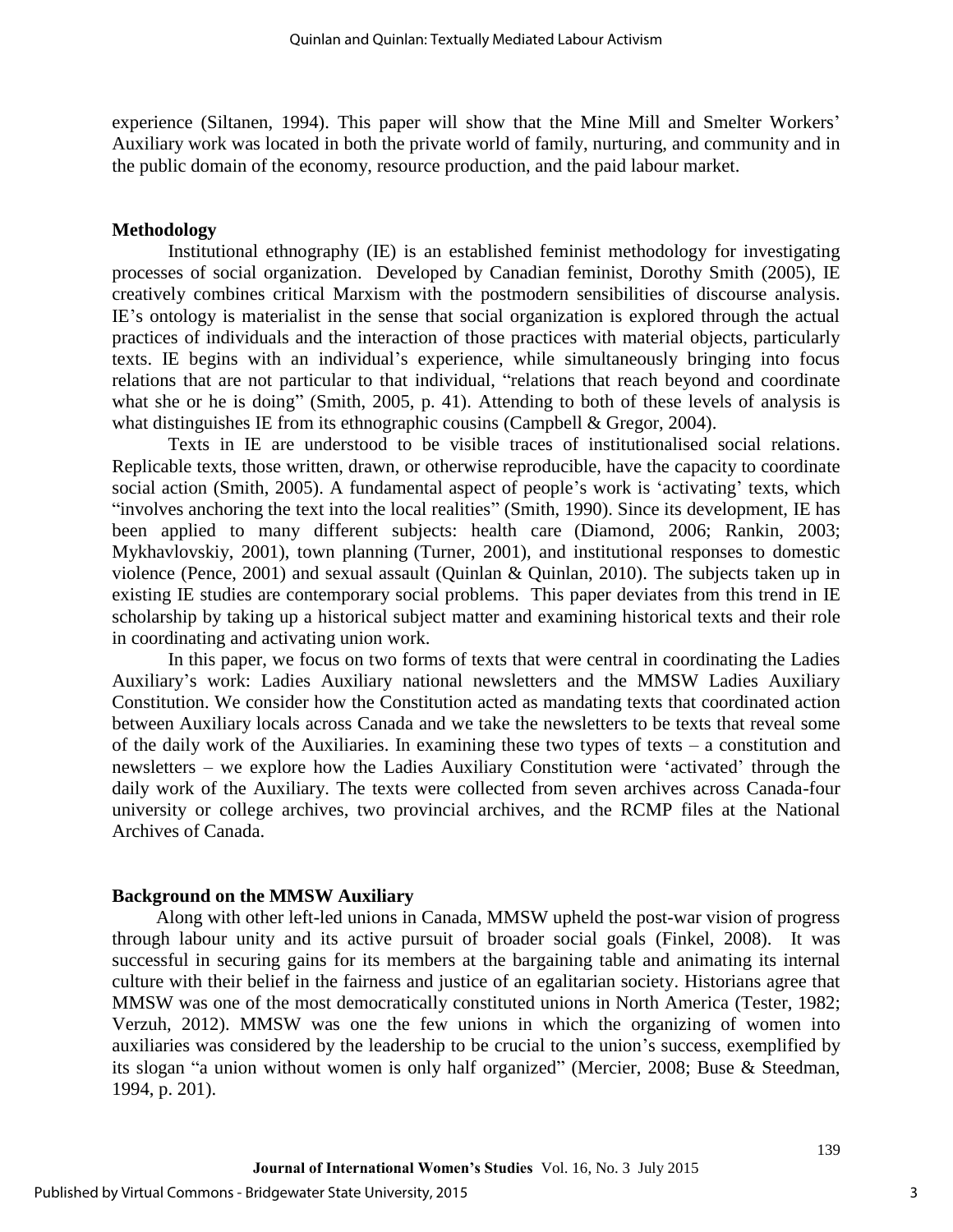experience (Siltanen, 1994). This paper will show that the Mine Mill and Smelter Workers' Auxiliary work was located in both the private world of family, nurturing, and community and in the public domain of the economy, resource production, and the paid labour market.

## Methodology

Institutional ethnography (IE) is an established feminist methodology for investigating processes of social organization. Developed by Canadian feminist, Dorothy Smith (2005), IE creatively combines critical Marxism with the postmodern sensibilities of discourse analysis. IE's ontology is materialist in the sense that social organization is explored through the actual practices of individuals and the interaction of those practices with material objects, particularly texts. IE begins with an individual's experience, while simultaneously bringing into focus relations that are not particular to that individual, "relations that reach beyond and coordinate what she or he is doing" (Smith, 2005, p. 41). Attending to both of these levels of analysis is what distinguishes IE from its ethnographic cousins (Campbell & Gregor, 2004).

Texts in IE are understood to be visible traces of institutionalised social relations. Replicable texts, those written, drawn, or otherwise reproducible, have the capacity to coordinate social action (Smith, 2005). A fundamental aspect of people's work is 'activating' texts, which "involves anchoring the text into the local realities" (Smith, 1990). Since its development, IE has been applied to many different subjects: health care (Diamond, 2006; Rankin, 2003; Mykhavlovskiy, 2001), town planning (Turner, 2001), and institutional responses to domestic violence (Pence, 2001) and sexual assault (Quinlan & Quinlan, 2010). The subjects taken up in existing IE studies are contemporary social problems. This paper deviates from this trend in IE scholarship by taking up a historical subject matter and examining historical texts and their role in coordinating and activating union work.

In this paper, we focus on two forms of texts that were central in coordinating the Ladies Auxiliary's work: Ladies Auxiliary national newsletters and the MMSW Ladies Auxiliary Constitution. We consider how the Constitution acted as mandating texts that coordinated action between Auxiliary locals across Canada and we take the newsletters to be texts that reveal some of the daily work of the Auxiliaries. In examining these two types of texts – a constitution and newsletters – we explore how the Ladies Auxiliary Constitution were 'activated' through the daily work of the Auxiliary. The texts were collected from seven archives across Canada-four university or college archives, two provincial archives, and the RCMP files at the National Archives of Canada.

## Background on the MMSW Auxiliary

Along with other left-led unions in Canada, MMSW upheld the post-war vision of progress through labour unity and its active pursuit of broader social goals (Finkel, 2008). It was successful in securing gains for its members at the bargaining table and animating its internal culture with their belief in the fairness and justice of an egalitarian society. Historians agree that MMSW was one of the most democratically constituted unions in North America (Tester, 1982; Verzuh, 2012). MMSW was one the few unions in which the organizing of women into auxiliaries was considered by the leadership to be crucial to the union's success, exemplified by its slogan "a union without women is only half organized" (Mercier, 2008; Buse & Steedman, 1994, p. 201).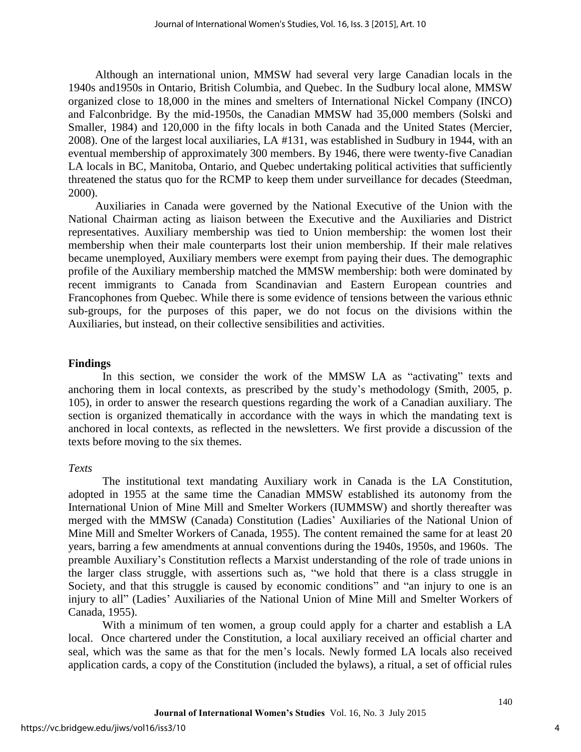Although an international union, MMSW had several very large Canadian locals in the 1940s and1950s in Ontario, British Columbia, and Quebec. In the Sudbury local alone, MMSW organized close to 18,000 in the mines and smelters of International Nickel Company (INCO) and Falconbridge. By the mid-1950s, the Canadian MMSW had 35,000 members (Solski and Smaller, 1984) and 120,000 in the fifty locals in both Canada and the United States (Mercier, 2008). One of the largest local auxiliaries, LA #131, was established in Sudbury in 1944, with an eventual membership of approximately 300 members. By 1946, there were twenty-five Canadian LA locals in BC, Manitoba, Ontario, and Quebec undertaking political activities that sufficiently threatened the status quo for the RCMP to keep them under surveillance for decades (Steedman, 2000).

Auxiliaries in Canada were governed by the National Executive of the Union with the National Chairman acting as liaison between the Executive and the Auxiliaries and District representatives. Auxiliary membership was tied to Union membership: the women lost their membership when their male counterparts lost their union membership. If their male relatives became unemployed, Auxiliary members were exempt from paying their dues. The demographic profile of the Auxiliary membership matched the MMSW membership: both were dominated by recent immigrants to Canada from Scandinavian and Eastern European countries and Francophones from Quebec. While there is some evidence of tensions between the various ethnic sub-groups, for the purposes of this paper, we do not focus on the divisions within the Auxiliaries, but instead, on their collective sensibilities and activities.

## Findings

In this section, we consider the work of the MMSW LA as "activating" texts and anchoring them in local contexts, as prescribed by the study's methodology (Smith, 2005, p. 105), in order to answer the research questions regarding the work of a Canadian auxiliary. The section is organized thematically in accordance with the ways in which the mandating text is anchored in local contexts, as reflected in the newsletters. We first provide a discussion of the texts before moving to the six themes.

### *Texts*

The institutional text mandating Auxiliary work in Canada is the LA Constitution, adopted in 1955 at the same time the Canadian MMSW established its autonomy from the International Union of Mine Mill and Smelter Workers (IUMMSW) and shortly thereafter was merged with the MMSW (Canada) Constitution (Ladies' Auxiliaries of the National Union of Mine Mill and Smelter Workers of Canada, 1955). The content remained the same for at least 20 years, barring a few amendments at annual conventions during the 1940s, 1950s, and 1960s. The preamble Auxiliary's Constitution reflects a Marxist understanding of the role of trade unions in the larger class struggle, with assertions such as, "we hold that there is a class struggle in Society, and that this struggle is caused by economic conditions" and "an injury to one is an injury to all" (Ladies' Auxiliaries of the National Union of Mine Mill and Smelter Workers of Canada, 1955).

With a minimum of ten women, a group could apply for a charter and establish a LA local. Once chartered under the Constitution, a local auxiliary received an official charter and seal, which was the same as that for the men's locals. Newly formed LA locals also received application cards, a copy of the Constitution (included the bylaws), a ritual, a set of official rules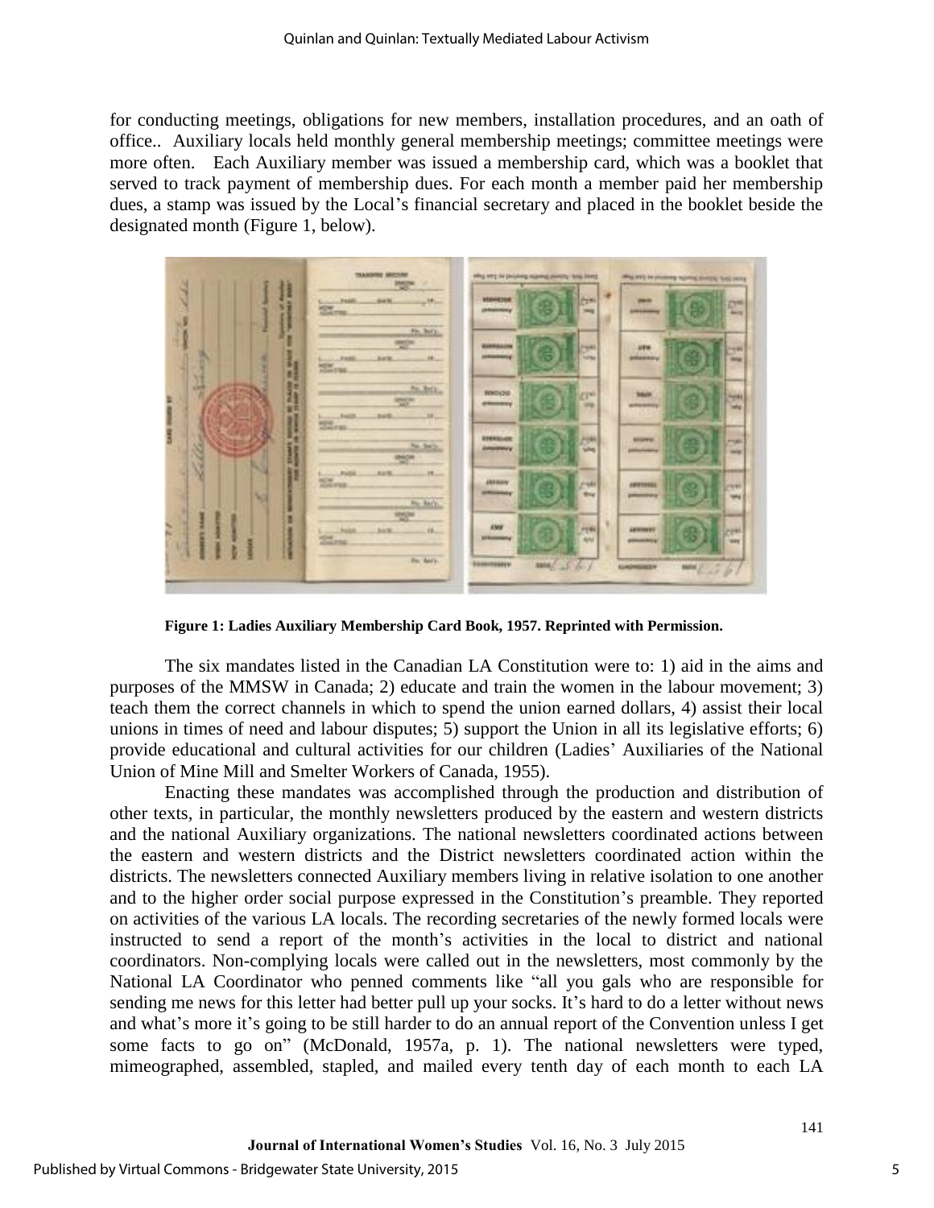for conducting meetings, obligations for new members, installation procedures, and an oath of office.. Auxiliary locals held monthly general membership meetings; committee meetings were more often. Each Auxiliary member was issued a membership card, which was a booklet that served to track payment of membership dues. For each month a member paid her membership dues, a stamp was issued by the Local's financial secretary and placed in the booklet beside the designated month (Figure 1, below).

**Figure 1: Ladies Auxiliary Membership Card Book, 1957. Reprinted with Permission.**

The six mandates listed in the Canadian LA Constitution were to: 1) aid in the aims and purposes of the MMSW in Canada; 2) educate and train the women in the labour movement; 3) teach them the correct channels in which to spend the union earned dollars, 4) assist their local unions in times of need and labour disputes; 5) support the Union in all its legislative efforts; 6) provide educational and cultural activities for our children (Ladies' Auxiliaries of the National Union of Mine Mill and Smelter Workers of Canada, 1955).

Enacting these mandates was accomplished through the production and distribution of other texts, in particular, the monthly newsletters produced by the eastern and western districts and the national Auxiliary organizations. The national newsletters coordinated actions between the eastern and western districts and the District newsletters coordinated action within the districts. The newsletters connected Auxiliary members living in relative isolation to one another and to the higher order social purpose expressed in the Constitution's preamble. They reported on activities of the various LA locals. The recording secretaries of the newly formed locals were instructed to send a report of the month's activities in the local to district and national coordinators. Non-complying locals were called out in the newsletters, most commonly by the National LA Coordinator who penned comments like "all you gals who are responsible for sending me news for this letter had better pull up your socks. It's hard to do a letter without news and what's more it's going to be still harder to do an annual report of the Convention unless I get some facts to go on" (McDonald, 1957a, p. 1). The national newsletters were typed, mimeographed, assembled, stapled, and mailed every tenth day of each month to each LA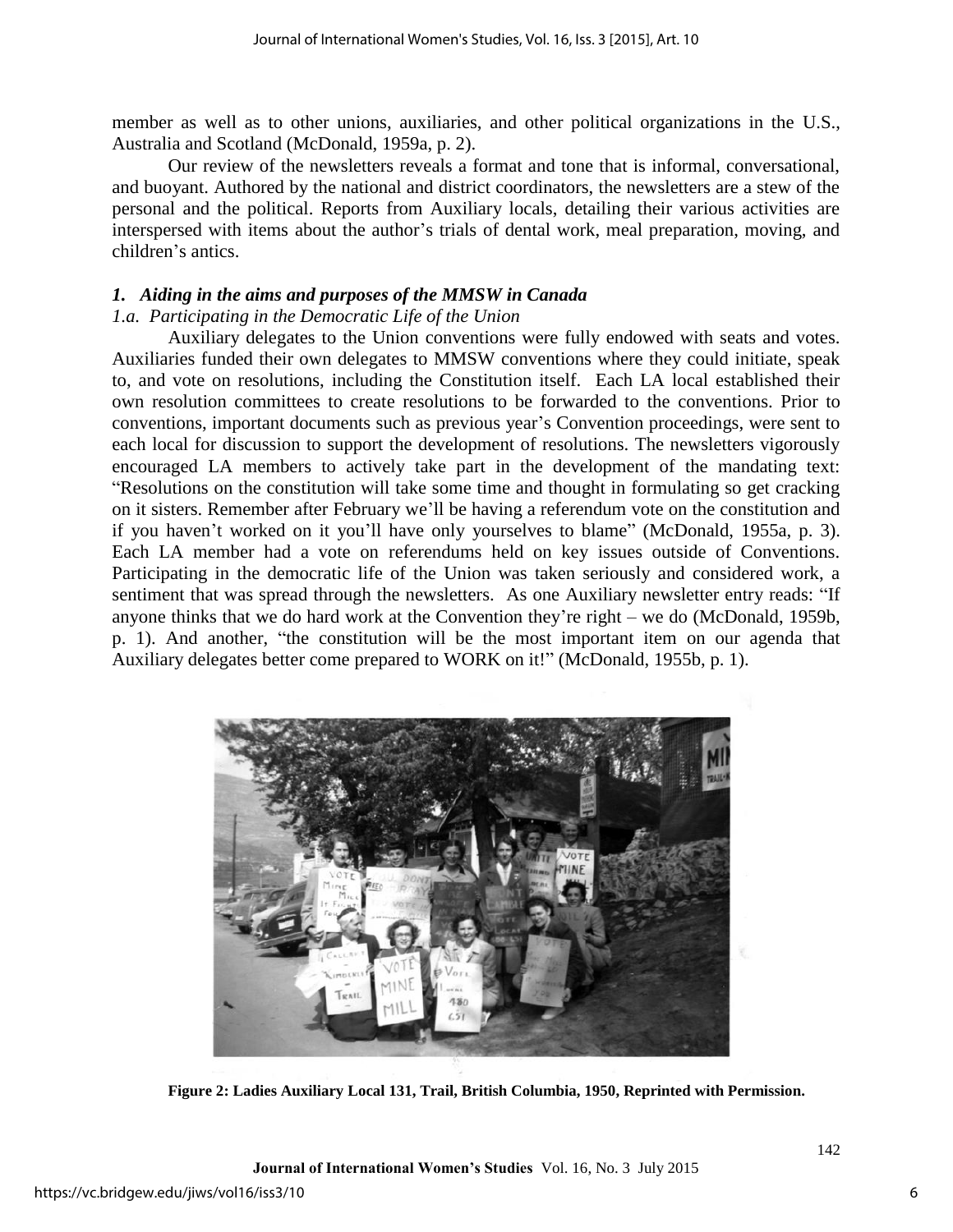member as well as to other unions, auxiliaries, and other political organizations in the U.S., Australia and Scotland (McDonald, 1959a, p. 2).

Our review of the newsletters reveals a format and tone that is informal, conversational, and buoyant. Authored by the national and district coordinators, the newsletters are a stew of the personal and the political. Reports from Auxiliary locals, detailing their various activities are interspersed with items about the author's trials of dental work, meal preparation, moving, and children's antics.

### *1. Aiding in the aims and purposes of the MMSW in Canada*

#### *1.a. Participating in the Democratic Life of the Union*

Auxiliary delegates to the Union conventions were fully endowed with seats and votes. Auxiliaries funded their own delegates to MMSW conventions where they could initiate, speak to, and vote on resolutions, including the Constitution itself. Each LA local established their own resolution committees to create resolutions to be forwarded to the conventions. Prior to conventions, important documents such as previous year's Convention proceedings, were sent to each local for discussion to support the development of resolutions. The newsletters vigorously encouraged LA members to actively take part in the development of the mandating text: "Resolutions on the constitution will take some time and thought in formulating so get cracking on it sisters. Remember after February we'll be having a referendum vote on the constitution and if you haven't worked on it you'll have only yourselves to blame" (McDonald, 1955a, p. 3). Each LA member had a vote on referendums held on key issues outside of Conventions. Participating in the democratic life of the Union was taken seriously and considered work, a sentiment that was spread through the newsletters. As one Auxiliary newsletter entry reads: "If anyone thinks that we do hard work at the Convention they're right – we do (McDonald, 1959b, p. 1). And another, "the constitution will be the most important item on our agenda that Auxiliary delegates better come prepared to WORK on it!" (McDonald, 1955b, p. 1).

**Figure 2: Ladies Auxiliary Local 131, Trail, British Columbia, 1950, Reprinted with Permission.**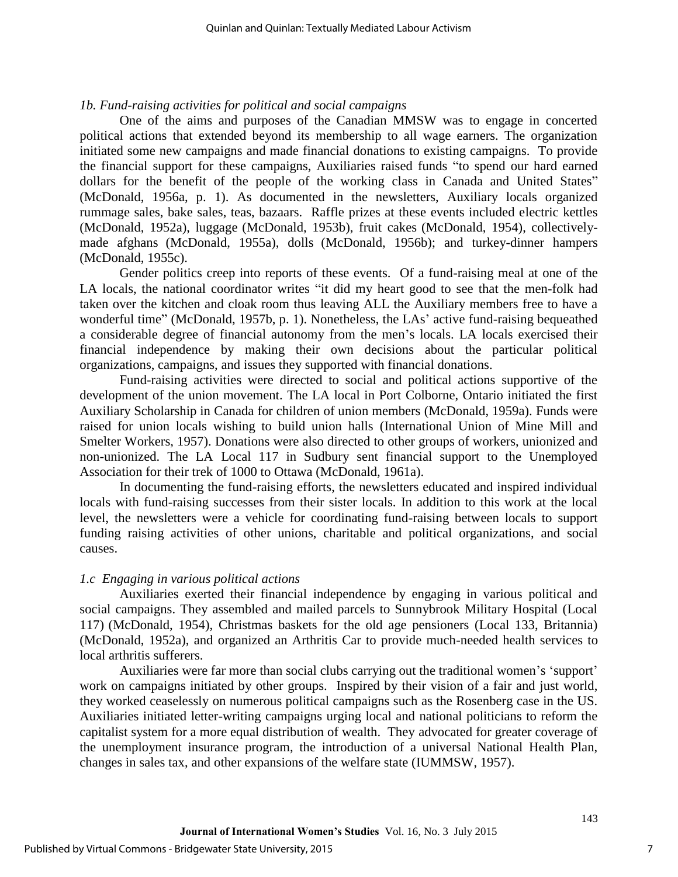*1b. Fund-raising activities for political and social campaigns*

One of the aims and purposes of the Canadian MMSW was to engage in concerted political actions that extended beyond its membership to all wage earners. The organization initiated some new campaigns and made financial donations to existing campaigns. To provide the financial support for these campaigns, Auxiliaries raised funds "to spend our hard earned dollars for the benefit of the people of the working class in Canada and United States" (McDonald, 1956a, p. 1). As documented in the newsletters, Auxiliary locals organized rummage sales, bake sales, teas, bazaars. Raffle prizes at these events included electric kettles (McDonald, 1952a), luggage (McDonald, 1953b), fruit cakes (McDonald, 1954), collectively-made afghans (McDonald, 1955a), dolls (McDonald, 1956b); and turkey-dinner hampers (McDonald, 1955c).

Gender politics creep into reports of these events. Of a fund-raising meal at one of the LA locals, the national coordinator writes "it did my heart good to see that the men-folk had taken over the kitchen and cloak room thus leaving ALL the Auxiliary members free to have a wonderful time" (McDonald, 1957b, p. 1). Nonetheless, the LAs' active fund-raising bequeathed a considerable degree of financial autonomy from the men's locals. LA locals exercised their financial independence by making their own decisions about the particular political organizations, campaigns, and issues they supported with financial donations.

Fund-raising activities were directed to social and political actions supportive of the development of the union movement. The LA local in Port Colborne, Ontario initiated the first Auxiliary Scholarship in Canada for children of union members (McDonald, 1959a). Funds were raised for union locals wishing to build union halls (International Union of Mine Mill and Smelter Workers, 1957). Donations were also directed to other groups of workers, unionized and non-unionized. The LA Local 117 in Sudbury sent financial support to the Unemployed Association for their trek of 1000 to Ottawa (McDonald, 1961a).

In documenting the fund-raising efforts, the newsletters educated and inspired individual locals with fund-raising successes from their sister locals. In addition to this work at the local level, the newsletters were a vehicle for coordinating fund-raising between locals to support funding raising activities of other unions, charitable and political organizations, and social causes.

*1.c Engaging in various political actions*

Auxiliaries exerted their financial independence by engaging in various political and social campaigns. They assembled and mailed parcels to Sunnybrook Military Hospital (Local 117) (McDonald, 1954), Christmas baskets for the old age pensioners (Local 133, Britannia) (McDonald, 1952a), and organized an Arthritis Car to provide much-needed health services to local arthritis sufferers.

Auxiliaries were far more than social clubs carrying out the traditional women's 'support' work on campaigns initiated by other groups. Inspired by their vision of a fair and just world, they worked ceaselessly on numerous political campaigns such as the Rosenberg case in the US. Auxiliaries initiated letter-writing campaigns urging local and national politicians to reform the capitalist system for a more equal distribution of wealth. They advocated for greater coverage of the unemployment insurance program, the introduction of a universal National Health Plan, changes in sales tax, and other expansions of the welfare state (IUMMSW, 1957).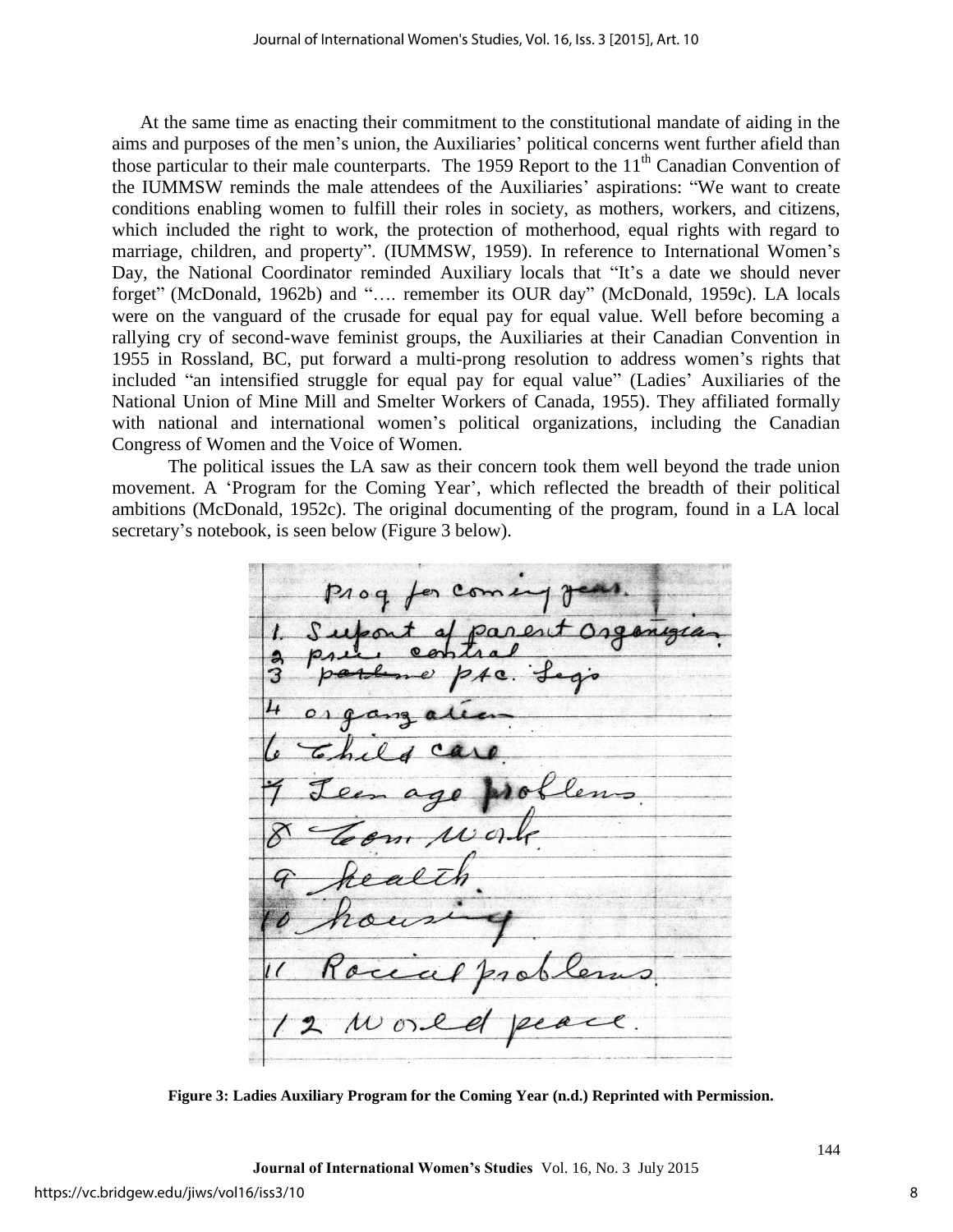At the same time as enacting their commitment to the constitutional mandate of aiding in the aims and purposes of the men's union, the Auxiliaries' political concerns went further afield than those particular to their male counterparts. The 1959 Report to the 11th Canadian Convention of the IUMMSW reminds the male attendees of the Auxiliaries' aspirations: "We want to create conditions enabling women to fulfill their roles in society, as mothers, workers, and citizens, which included the right to work, the protection of motherhood, equal rights with regard to marriage, children, and property". (IUMMSW, 1959). In reference to International Women's Day, the National Coordinator reminded Auxiliary locals that "It's a date we should never forget" (McDonald, 1962b) and "…. remember its OUR day" (McDonald, 1959c). LA locals were on the vanguard of the crusade for equal pay for equal value. Well before becoming a rallying cry of second-wave feminist groups, the Auxiliaries at their Canadian Convention in 1955 in Rossland, BC, put forward a multi-prong resolution to address women's rights that included "an intensified struggle for equal pay for equal value" (Ladies' Auxiliaries of the National Union of Mine Mill and Smelter Workers of Canada, 1955). They affiliated formally with national and international women's political organizations, including the Canadian Congress of Women and the Voice of Women.

The political issues the LA saw as their concern took them well beyond the trade union movement. A 'Program for the Coming Year', which reflected the breadth of their political ambitions (McDonald, 1952c). The original documenting of the program, found in a LA local secretary's notebook, is seen below (Figure 3 below).

**Figure 3: Ladies Auxiliary Program for the Coming Year (n.d.) Reprinted with Permission.**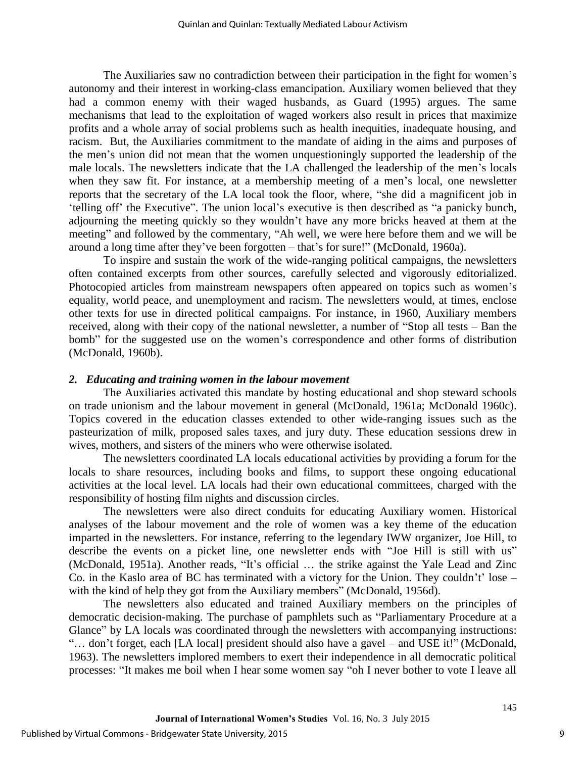The Auxiliaries saw no contradiction between their participation in the fight for women's autonomy and their interest in working-class emancipation. Auxiliary women believed that they had a common enemy with their waged husbands, as Guard (1995) argues. The same mechanisms that lead to the exploitation of waged workers also result in prices that maximize profits and a whole array of social problems such as health inequities, inadequate housing, and racism. But, the Auxiliaries commitment to the mandate of aiding in the aims and purposes of the men's union did not mean that the women unquestioningly supported the leadership of the male locals. The newsletters indicate that the LA challenged the leadership of the men's locals when they saw fit. For instance, at a membership meeting of a men's local, one newsletter reports that the secretary of the LA local took the floor, where, "she did a magnificent job in 'telling off' the Executive". The union local's executive is then described as "a panicky bunch, adjourning the meeting quickly so they wouldn't have any more bricks heaved at them at the meeting" and followed by the commentary, "Ah well, we were here before them and we will be around a long time after they've been forgotten – that's for sure!" (McDonald, 1960a).

To inspire and sustain the work of the wide-ranging political campaigns, the newsletters often contained excerpts from other sources, carefully selected and vigorously editorialized. Photocopied articles from mainstream newspapers often appeared on topics such as women's equality, world peace, and unemployment and racism. The newsletters would, at times, enclose other texts for use in directed political campaigns. For instance, in 1960, Auxiliary members received, along with their copy of the national newsletter, a number of "Stop all tests – Ban the bomb" for the suggested use on the women's correspondence and other forms of distribution (McDonald, 1960b).

### *2. Educating and training women in the labour movement*

The Auxiliaries activated this mandate by hosting educational and shop steward schools on trade unionism and the labour movement in general (McDonald, 1961a; McDonald 1960c). Topics covered in the education classes extended to other wide-ranging issues such as the pasteurization of milk, proposed sales taxes, and jury duty. These education sessions drew in wives, mothers, and sisters of the miners who were otherwise isolated.

The newsletters coordinated LA locals educational activities by providing a forum for the locals to share resources, including books and films, to support these ongoing educational activities at the local level. LA locals had their own educational committees, charged with the responsibility of hosting film nights and discussion circles.

The newsletters were also direct conduits for educating Auxiliary women. Historical analyses of the labour movement and the role of women was a key theme of the education imparted in the newsletters. For instance, referring to the legendary IWW organizer, Joe Hill, to describe the events on a picket line, one newsletter ends with "Joe Hill is still with us" (McDonald, 1951a). Another reads, "It's official … the strike against the Yale Lead and Zinc Co. in the Kaslo area of BC has terminated with a victory for the Union. They couldn't' lose – with the kind of help they got from the Auxiliary members" (McDonald, 1956d).

The newsletters also educated and trained Auxiliary members on the principles of democratic decision-making. The purchase of pamphlets such as "Parliamentary Procedure at a Glance" by LA locals was coordinated through the newsletters with accompanying instructions: "… don't forget, each [LA local] president should also have a gavel – and USE it!" (McDonald, 1963). The newsletters implored members to exert their independence in all democratic political processes: "It makes me boil when I hear some women say "oh I never bother to vote I leave all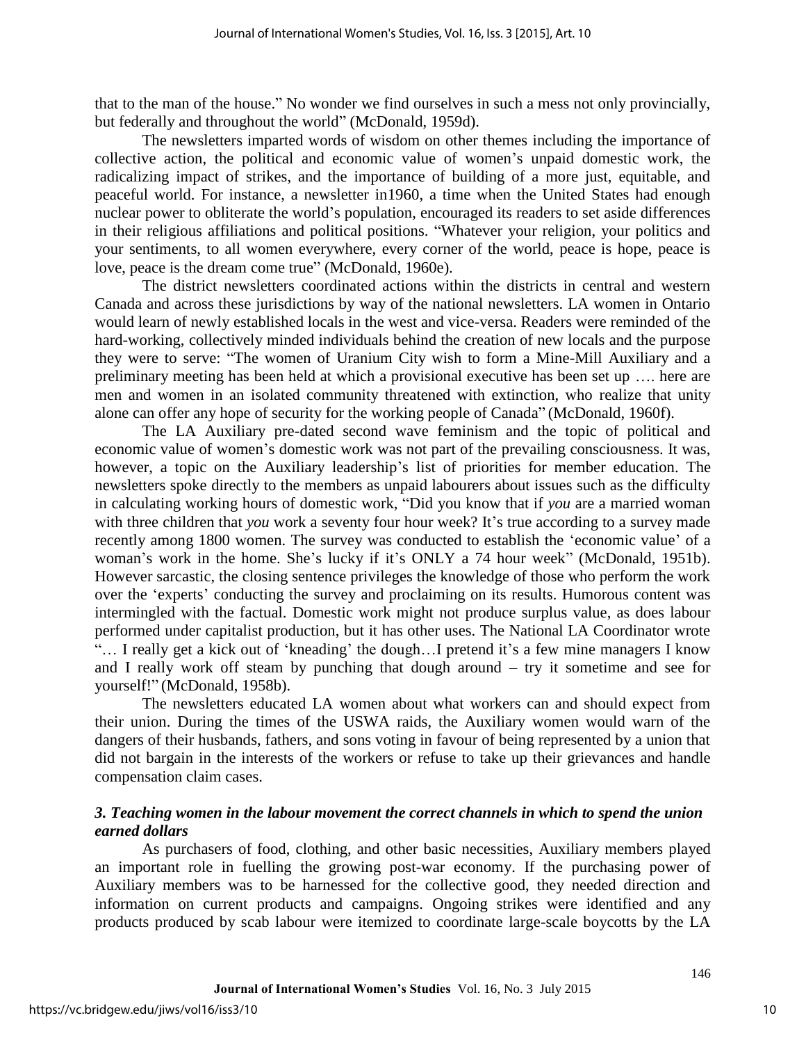that to the man of the house." No wonder we find ourselves in such a mess not only provincially, but federally and throughout the world" (McDonald, 1959d).

The newsletters imparted words of wisdom on other themes including the importance of collective action, the political and economic value of women's unpaid domestic work, the radicalizing impact of strikes, and the importance of building of a more just, equitable, and peaceful world. For instance, a newsletter in1960, a time when the United States had enough nuclear power to obliterate the world's population, encouraged its readers to set aside differences in their religious affiliations and political positions. "Whatever your religion, your politics and your sentiments, to all women everywhere, every corner of the world, peace is hope, peace is love, peace is the dream come true" (McDonald, 1960e).

The district newsletters coordinated actions within the districts in central and western Canada and across these jurisdictions by way of the national newsletters. LA women in Ontario would learn of newly established locals in the west and vice-versa. Readers were reminded of the hard-working, collectively minded individuals behind the creation of new locals and the purpose they were to serve: "The women of Uranium City wish to form a Mine-Mill Auxiliary and a preliminary meeting has been held at which a provisional executive has been set up …. here are men and women in an isolated community threatened with extinction, who realize that unity alone can offer any hope of security for the working people of Canada" (McDonald, 1960f).

The LA Auxiliary pre-dated second wave feminism and the topic of political and economic value of women's domestic work was not part of the prevailing consciousness. It was, however, a topic on the Auxiliary leadership's list of priorities for member education. The newsletters spoke directly to the members as unpaid labourers about issues such as the difficulty in calculating working hours of domestic work, "Did you know that if *you* are a married woman with three children that *you* work a seventy four hour week? It's true according to a survey made recently among 1800 women. The survey was conducted to establish the 'economic value' of a woman's work in the home. She's lucky if it's ONLY a 74 hour week" (McDonald, 1951b). However sarcastic, the closing sentence privileges the knowledge of those who perform the work over the 'experts' conducting the survey and proclaiming on its results. Humorous content was intermingled with the factual. Domestic work might not produce surplus value, as does labour performed under capitalist production, but it has other uses. The National LA Coordinator wrote "… I really get a kick out of 'kneading' the dough…I pretend it's a few mine managers I know and I really work off steam by punching that dough around – try it sometime and see for yourself!" (McDonald, 1958b).

The newsletters educated LA women about what workers can and should expect from their union. During the times of the USWA raids, the Auxiliary women would warn of the dangers of their husbands, fathers, and sons voting in favour of being represented by a union that did not bargain in the interests of the workers or refuse to take up their grievances and handle compensation claim cases.

### *3. Teaching women in the labour movement the correct channels in which to spend the union earned dollars*

As purchasers of food, clothing, and other basic necessities, Auxiliary members played an important role in fuelling the growing post-war economy. If the purchasing power of Auxiliary members was to be harnessed for the collective good, they needed direction and information on current products and campaigns. Ongoing strikes were identified and any products produced by scab labour were itemized to coordinate large-scale boycotts by the LA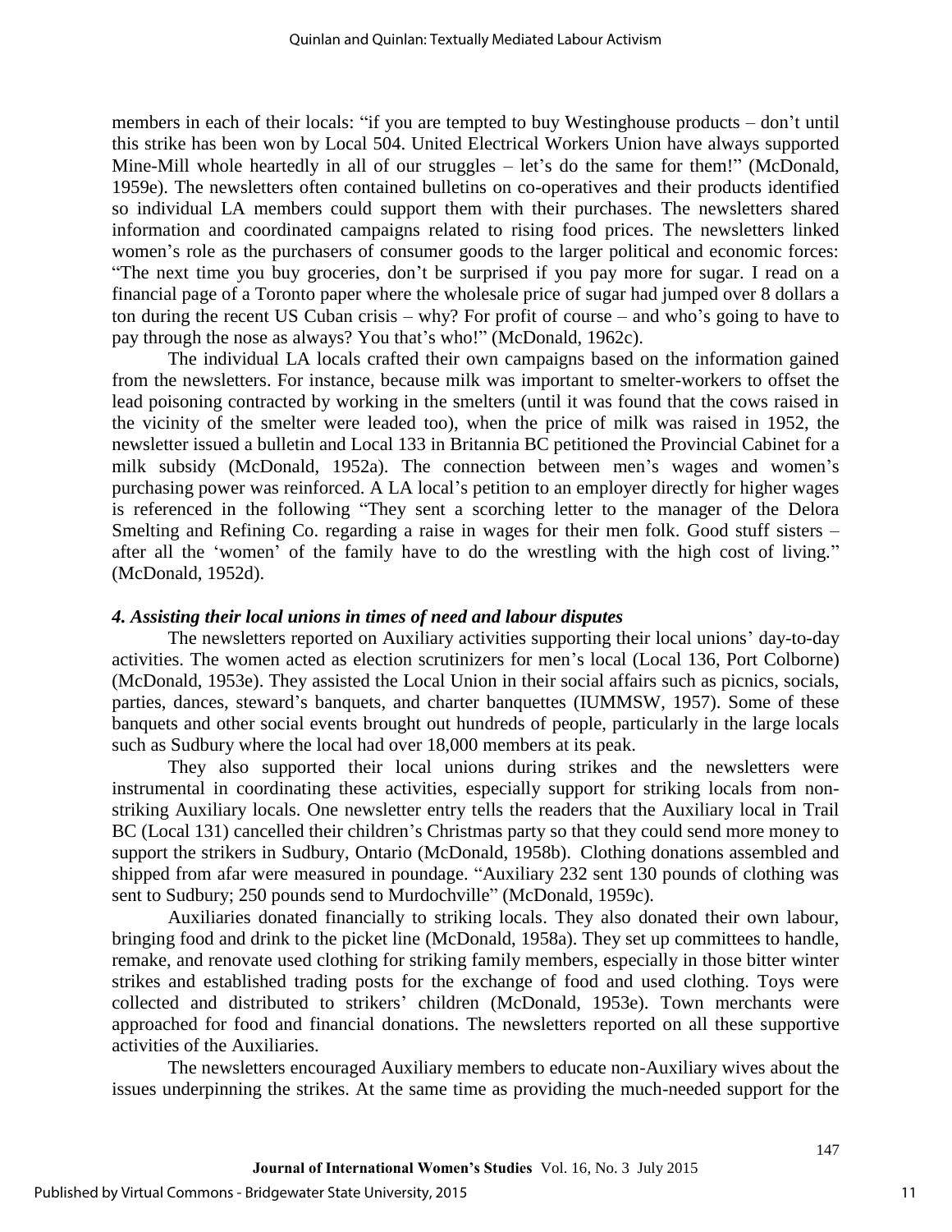members in each of their locals: "if you are tempted to buy Westinghouse products – don't until this strike has been won by Local 504. United Electrical Workers Union have always supported Mine-Mill whole heartedly in all of our struggles – let's do the same for them!" (McDonald, 1959e). The newsletters often contained bulletins on co-operatives and their products identified so individual LA members could support them with their purchases. The newsletters shared information and coordinated campaigns related to rising food prices. The newsletters linked women's role as the purchasers of consumer goods to the larger political and economic forces: "The next time you buy groceries, don't be surprised if you pay more for sugar. I read on a financial page of a Toronto paper where the wholesale price of sugar had jumped over 8 dollars a ton during the recent US Cuban crisis – why? For profit of course – and who's going to have to pay through the nose as always? You that's who!" (McDonald, 1962c).

The individual LA locals crafted their own campaigns based on the information gained from the newsletters. For instance, because milk was important to smelter-workers to offset the lead poisoning contracted by working in the smelters (until it was found that the cows raised in the vicinity of the smelter were leaded too), when the price of milk was raised in 1952, the newsletter issued a bulletin and Local 133 in Britannia BC petitioned the Provincial Cabinet for a milk subsidy (McDonald, 1952a). The connection between men's wages and women's purchasing power was reinforced. A LA local's petition to an employer directly for higher wages is referenced in the following "They sent a scorching letter to the manager of the Delora Smelting and Refining Co. regarding a raise in wages for their men folk. Good stuff sisters – after all the 'women' of the family have to do the wrestling with the high cost of living." (McDonald, 1952d).

### *4. Assisting their local unions in times of need and labour disputes*

The newsletters reported on Auxiliary activities supporting their local unions' day-to-day activities. The women acted as election scrutinizers for men's local (Local 136, Port Colborne) (McDonald, 1953e). They assisted the Local Union in their social affairs such as picnics, socials, parties, dances, steward's banquets, and charter banquettes (IUMMSW, 1957). Some of these banquets and other social events brought out hundreds of people, particularly in the large locals such as Sudbury where the local had over 18,000 members at its peak.

They also supported their local unions during strikes and the newsletters were instrumental in coordinating these activities, especially support for striking locals from non-striking Auxiliary locals. One newsletter entry tells the readers that the Auxiliary local in Trail BC (Local 131) cancelled their children's Christmas party so that they could send more money to support the strikers in Sudbury, Ontario (McDonald, 1958b). Clothing donations assembled and shipped from afar were measured in poundage. "Auxiliary 232 sent 130 pounds of clothing was sent to Sudbury; 250 pounds send to Murdochville" (McDonald, 1959c).

Auxiliaries donated financially to striking locals. They also donated their own labour, bringing food and drink to the picket line (McDonald, 1958a). They set up committees to handle, remake, and renovate used clothing for striking family members, especially in those bitter winter strikes and established trading posts for the exchange of food and used clothing. Toys were collected and distributed to strikers' children (McDonald, 1953e). Town merchants were approached for food and financial donations. The newsletters reported on all these supportive activities of the Auxiliaries.

The newsletters encouraged Auxiliary members to educate non-Auxiliary wives about the issues underpinning the strikes. At the same time as providing the much-needed support for the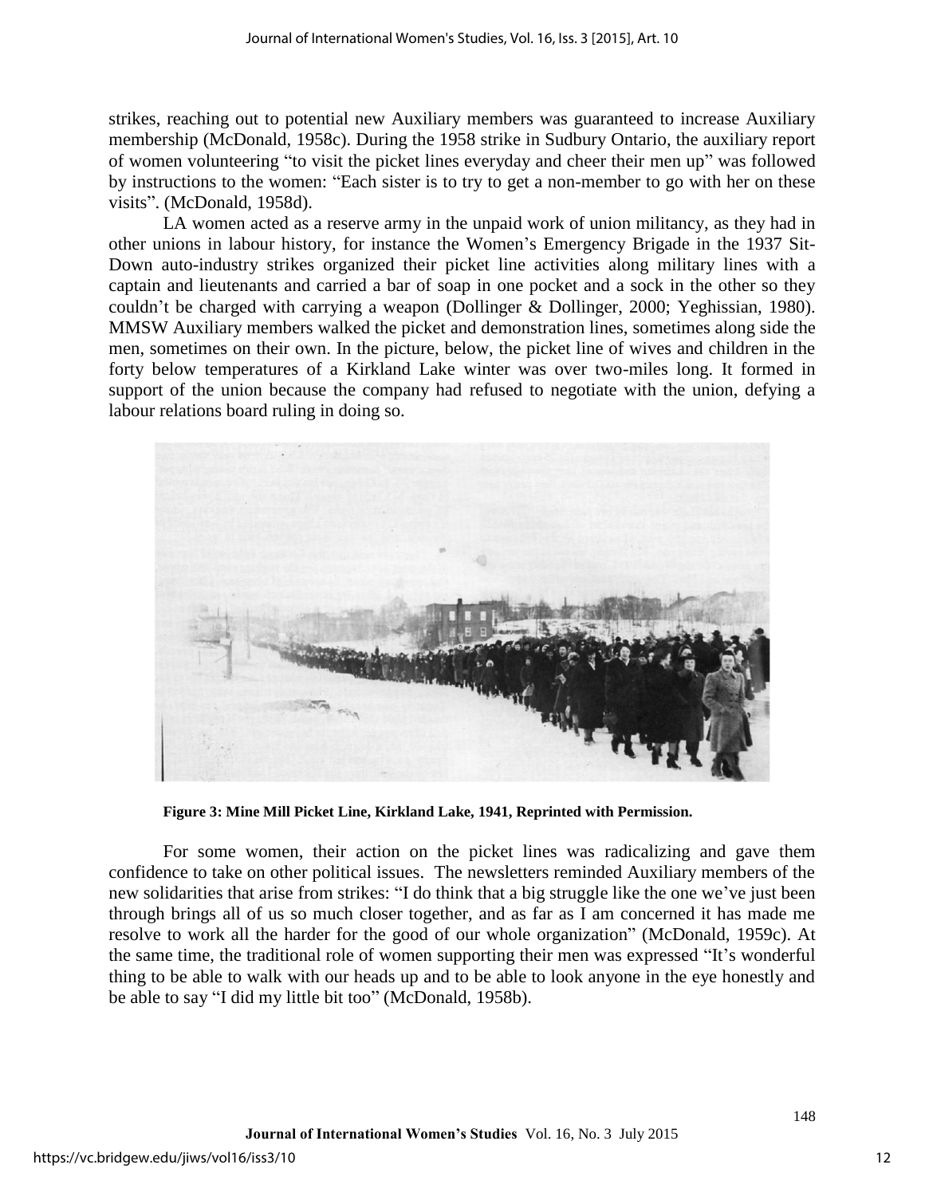strikes, reaching out to potential new Auxiliary members was guaranteed to increase Auxiliary membership (McDonald, 1958c). During the 1958 strike in Sudbury Ontario, the auxiliary report of women volunteering "to visit the picket lines everyday and cheer their men up" was followed by instructions to the women: "Each sister is to try to get a non-member to go with her on these visits". (McDonald, 1958d).

LA women acted as a reserve army in the unpaid work of union militancy, as they had in other unions in labour history, for instance the Women's Emergency Brigade in the 1937 Sit-Down auto-industry strikes organized their picket line activities along military lines with a captain and lieutenants and carried a bar of soap in one pocket and a sock in the other so they couldn't be charged with carrying a weapon (Dollinger & Dollinger, 2000; Yeghissian, 1980). MMSW Auxiliary members walked the picket and demonstration lines, sometimes along side the men, sometimes on their own. In the picture, below, the picket line of wives and children in the forty below temperatures of a Kirkland Lake winter was over two-miles long. It formed in support of the union because the company had refused to negotiate with the union, defying a labour relations board ruling in doing so.

**Figure 3: Mine Mill Picket Line, Kirkland Lake, 1941, Reprinted with Permission.**

For some women, their action on the picket lines was radicalizing and gave them confidence to take on other political issues. The newsletters reminded Auxiliary members of the new solidarities that arise from strikes: "I do think that a big struggle like the one we've just been through brings all of us so much closer together, and as far as I am concerned it has made me resolve to work all the harder for the good of our whole organization" (McDonald, 1959c). At the same time, the traditional role of women supporting their men was expressed "It's wonderful thing to be able to walk with our heads up and to be able to look anyone in the eye honestly and be able to say "I did my little bit too" (McDonald, 1958b).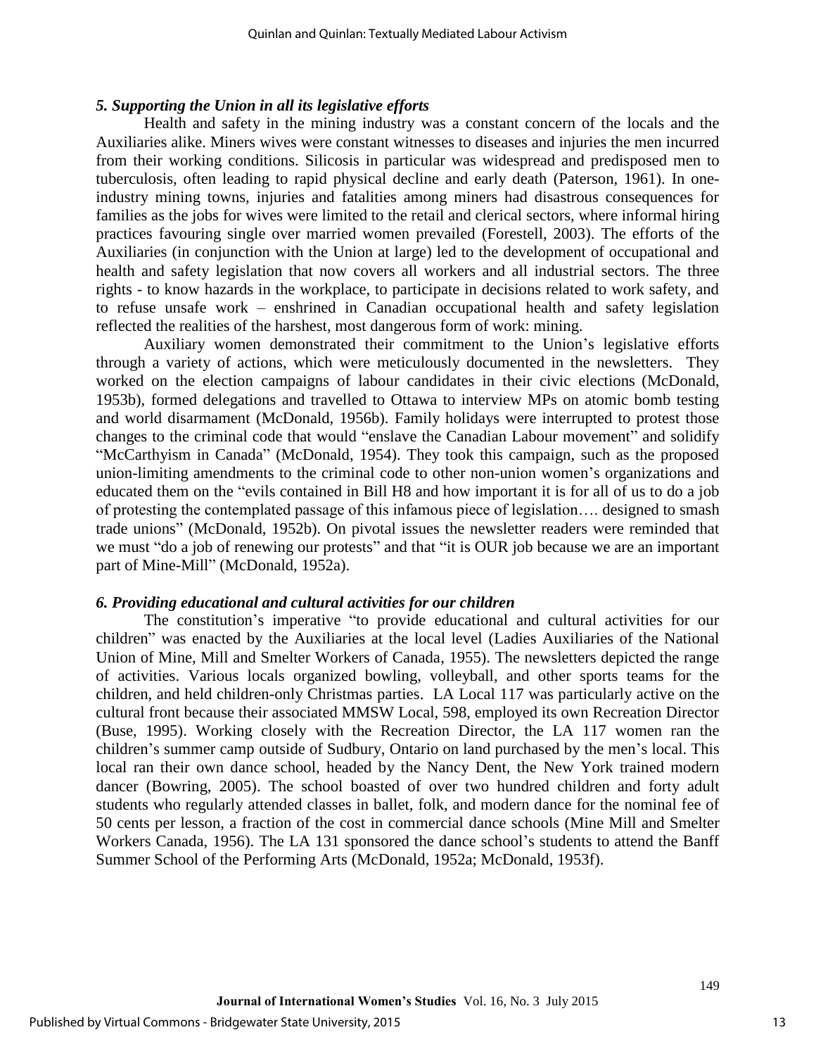### *5. Supporting the Union in all its legislative efforts*

Health and safety in the mining industry was a constant concern of the locals and the Auxiliaries alike. Miners wives were constant witnesses to diseases and injuries the men incurred from their working conditions. Silicosis in particular was widespread and predisposed men to tuberculosis, often leading to rapid physical decline and early death (Paterson, 1961). In one-industry mining towns, injuries and fatalities among miners had disastrous consequences for families as the jobs for wives were limited to the retail and clerical sectors, where informal hiring practices favouring single over married women prevailed (Forestell, 2003). The efforts of the Auxiliaries (in conjunction with the Union at large) led to the development of occupational and health and safety legislation that now covers all workers and all industrial sectors. The three rights - to know hazards in the workplace, to participate in decisions related to work safety, and to refuse unsafe work – enshrined in Canadian occupational health and safety legislation reflected the realities of the harshest, most dangerous form of work: mining.

Auxiliary women demonstrated their commitment to the Union's legislative efforts through a variety of actions, which were meticulously documented in the newsletters. They worked on the election campaigns of labour candidates in their civic elections (McDonald, 1953b), formed delegations and travelled to Ottawa to interview MPs on atomic bomb testing and world disarmament (McDonald, 1956b). Family holidays were interrupted to protest those changes to the criminal code that would "enslave the Canadian Labour movement" and solidify "McCarthyism in Canada" (McDonald, 1954). They took this campaign, such as the proposed union-limiting amendments to the criminal code to other non-union women's organizations and educated them on the "evils contained in Bill H8 and how important it is for all of us to do a job of protesting the contemplated passage of this infamous piece of legislation…. designed to smash trade unions" (McDonald, 1952b). On pivotal issues the newsletter readers were reminded that we must "do a job of renewing our protests" and that "it is OUR job because we are an important part of Mine-Mill" (McDonald, 1952a).

### *6. Providing educational and cultural activities for our children*

The constitution's imperative "to provide educational and cultural activities for our children" was enacted by the Auxiliaries at the local level (Ladies Auxiliaries of the National Union of Mine, Mill and Smelter Workers of Canada, 1955). The newsletters depicted the range of activities. Various locals organized bowling, volleyball, and other sports teams for the children, and held children-only Christmas parties. LA Local 117 was particularly active on the cultural front because their associated MMSW Local, 598, employed its own Recreation Director (Buse, 1995). Working closely with the Recreation Director, the LA 117 women ran the children's summer camp outside of Sudbury, Ontario on land purchased by the men's local. This local ran their own dance school, headed by the Nancy Dent, the New York trained modern dancer (Bowring, 2005). The school boasted of over two hundred children and forty adult students who regularly attended classes in ballet, folk, and modern dance for the nominal fee of 50 cents per lesson, a fraction of the cost in commercial dance schools (Mine Mill and Smelter Workers Canada, 1956). The LA 131 sponsored the dance school's students to attend the Banff Summer School of the Performing Arts (McDonald, 1952a; McDonald, 1953f).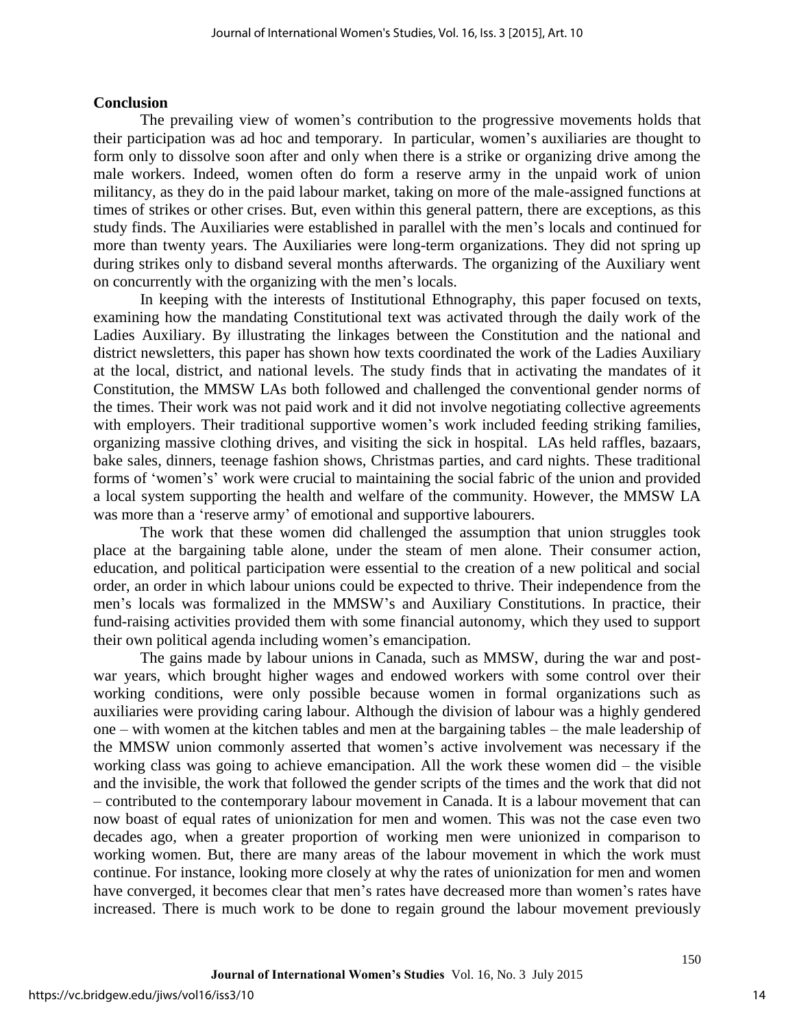## Conclusion

The prevailing view of women's contribution to the progressive movements holds that their participation was ad hoc and temporary. In particular, women's auxiliaries are thought to form only to dissolve soon after and only when there is a strike or organizing drive among the male workers. Indeed, women often do form a reserve army in the unpaid work of union militancy, as they do in the paid labour market, taking on more of the male-assigned functions at times of strikes or other crises. But, even within this general pattern, there are exceptions, as this study finds. The Auxiliaries were established in parallel with the men's locals and continued for more than twenty years. The Auxiliaries were long-term organizations. They did not spring up during strikes only to disband several months afterwards. The organizing of the Auxiliary went on concurrently with the organizing with the men's locals.

In keeping with the interests of Institutional Ethnography, this paper focused on texts, examining how the mandating Constitutional text was activated through the daily work of the Ladies Auxiliary. By illustrating the linkages between the Constitution and the national and district newsletters, this paper has shown how texts coordinated the work of the Ladies Auxiliary at the local, district, and national levels. The study finds that in activating the mandates of it Constitution, the MMSW LAs both followed and challenged the conventional gender norms of the times. Their work was not paid work and it did not involve negotiating collective agreements with employers. Their traditional supportive women's work included feeding striking families, organizing massive clothing drives, and visiting the sick in hospital. LAs held raffles, bazaars, bake sales, dinners, teenage fashion shows, Christmas parties, and card nights. These traditional forms of 'women's' work were crucial to maintaining the social fabric of the union and provided a local system supporting the health and welfare of the community. However, the MMSW LA was more than a 'reserve army' of emotional and supportive labourers.

The work that these women did challenged the assumption that union struggles took place at the bargaining table alone, under the steam of men alone. Their consumer action, education, and political participation were essential to the creation of a new political and social order, an order in which labour unions could be expected to thrive. Their independence from the men's locals was formalized in the MMSW's and Auxiliary Constitutions. In practice, their fund-raising activities provided them with some financial autonomy, which they used to support their own political agenda including women's emancipation.

The gains made by labour unions in Canada, such as MMSW, during the war and post-war years, which brought higher wages and endowed workers with some control over their working conditions, were only possible because women in formal organizations such as auxiliaries were providing caring labour. Although the division of labour was a highly gendered one – with women at the kitchen tables and men at the bargaining tables – the male leadership of the MMSW union commonly asserted that women's active involvement was necessary if the working class was going to achieve emancipation. All the work these women did – the visible and the invisible, the work that followed the gender scripts of the times and the work that did not – contributed to the contemporary labour movement in Canada. It is a labour movement that can now boast of equal rates of unionization for men and women. This was not the case even two decades ago, when a greater proportion of working men were unionized in comparison to working women. But, there are many areas of the labour movement in which the work must continue. For instance, looking more closely at why the rates of unionization for men and women have converged, it becomes clear that men's rates have decreased more than women's rates have increased. There is much work to be done to regain ground the labour movement previously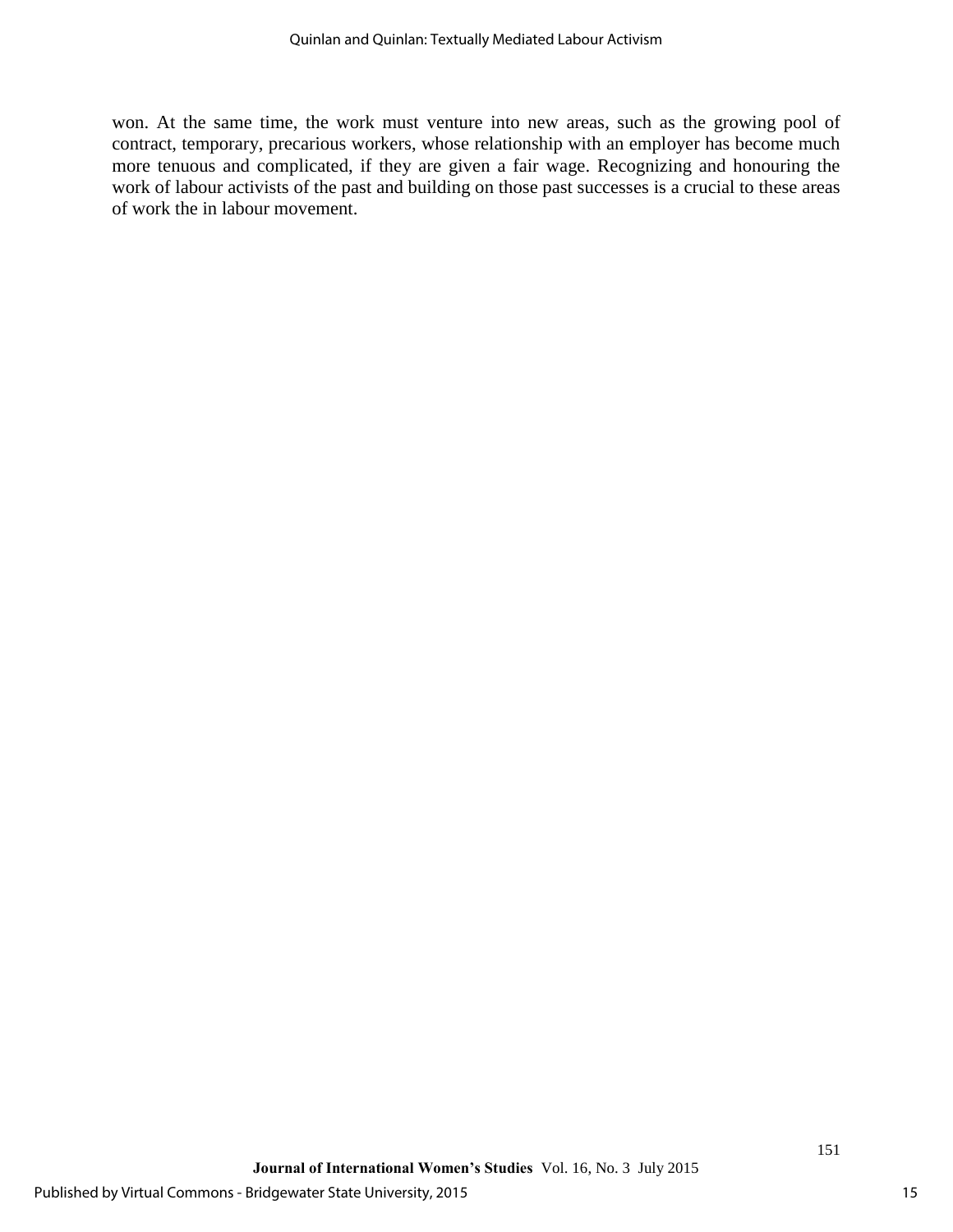won. At the same time, the work must venture into new areas, such as the growing pool of contract, temporary, precarious workers, whose relationship with an employer has become much more tenuous and complicated, if they are given a fair wage. Recognizing and honouring the work of labour activists of the past and building on those past successes is a crucial to these areas of work the in labour movement.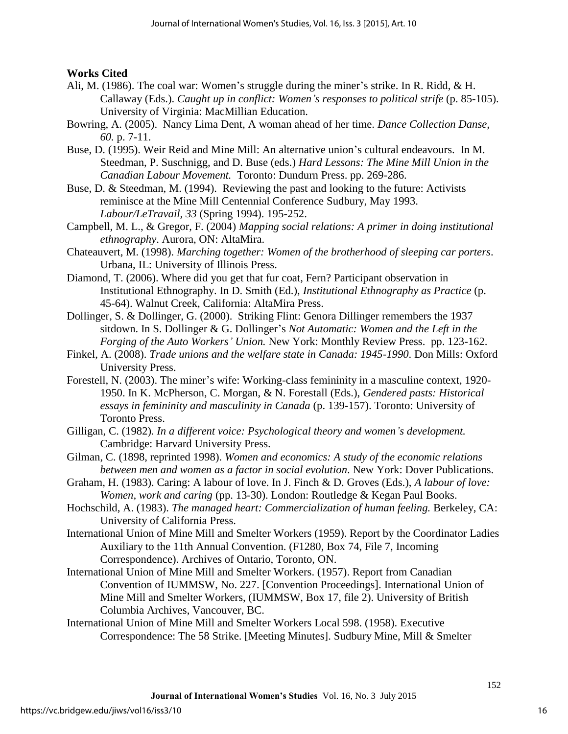**Works Cited**

Ali, M. (1986). The coal war: Women's struggle during the miner's strike. In R. Ridd, & H. Callaway (Eds.). *Caught up in conflict: Women's responses to political strife* (p. 85-105). University of Virginia: MacMillian Education.

Bowring, A. (2005). Nancy Lima Dent, A woman ahead of her time. *Dance Collection Danse, 60.* p. 7-11.

Buse, D. (1995). Weir Reid and Mine Mill: An alternative union's cultural endeavours. In M. Steedman, P. Suschnigg, and D. Buse (eds.) *Hard Lessons: The Mine Mill Union in the Canadian Labour Movement.* Toronto: Dundurn Press. pp. 269-286.

Buse, D. & Steedman, M. (1994). Reviewing the past and looking to the future: Activists reminisce at the Mine Mill Centennial Conference Sudbury, May 1993. *Labour/LeTravail, 33* (Spring 1994). 195-252.

Campbell, M. L., & Gregor, F. (2004) *Mapping social relations: A primer in doing institutional ethnography*. Aurora, ON: AltaMira.

Chateauvert, M. (1998). *Marching together: Women of the brotherhood of sleeping car porters*. Urbana, IL: University of Illinois Press.

Diamond, T. (2006). Where did you get that fur coat, Fern? Participant observation in Institutional Ethnography. In D. Smith (Ed.), *Institutional Ethnography as Practice* (p. 45-64). Walnut Creek, California: AltaMira Press.

Dollinger, S. & Dollinger, G. (2000). Striking Flint: Genora Dillinger remembers the 1937 sitdown. In S. Dollinger & G. Dollinger's *Not Automatic: Women and the Left in the Forging of the Auto Workers' Union.* New York: Monthly Review Press. pp. 123-162.

Finkel, A. (2008). *Trade unions and the welfare state in Canada: 1945-1990*. Don Mills: Oxford University Press.

Forestell, N. (2003). The miner's wife: Working-class femininity in a masculine context, 1920-1950. In K. McPherson, C. Morgan, & N. Forestall (Eds.), *Gendered pasts: Historical essays in femininity and masculinity in Canada* (p. 139-157). Toronto: University of Toronto Press.

Gilligan, C. (1982). *In a different voice: Psychological theory and women's development.* Cambridge: Harvard University Press.

Gilman, C. (1898, reprinted 1998). *Women and economics: A study of the economic relations between men and women as a factor in social evolution*. New York: Dover Publications.

Graham, H. (1983). Caring: A labour of love. In J. Finch & D. Groves (Eds.), *A labour of love: Women, work and caring* (pp. 13-30). London: Routledge & Kegan Paul Books.

Hochschild, A. (1983). *The managed heart: Commercialization of human feeling.* Berkeley, CA: University of California Press.

International Union of Mine Mill and Smelter Workers (1959). Report by the Coordinator Ladies Auxiliary to the 11th Annual Convention. (F1280, Box 74, File 7, Incoming Correspondence). Archives of Ontario, Toronto, ON.

International Union of Mine Mill and Smelter Workers. (1957). Report from Canadian Convention of IUMMSW, No. 227. [Convention Proceedings]. International Union of Mine Mill and Smelter Workers, (IUMMSW, Box 17, file 2). University of British Columbia Archives, Vancouver, BC.

International Union of Mine Mill and Smelter Workers Local 598. (1958). Executive Correspondence: The 58 Strike. [Meeting Minutes]. Sudbury Mine, Mill & Smelter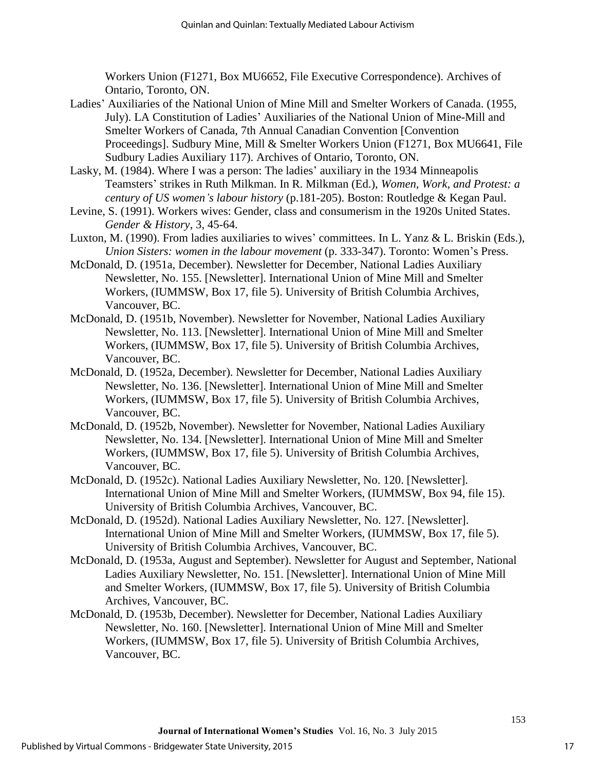Workers Union (F1271, Box MU6652, File Executive Correspondence). Archives of Ontario, Toronto, ON.

Ladies' Auxiliaries of the National Union of Mine Mill and Smelter Workers of Canada. (1955, July). LA Constitution of Ladies' Auxiliaries of the National Union of Mine-Mill and Smelter Workers of Canada, 7th Annual Canadian Convention [Convention Proceedings]. Sudbury Mine, Mill & Smelter Workers Union (F1271, Box MU6641, File Sudbury Ladies Auxiliary 117). Archives of Ontario, Toronto, ON.

Lasky, M. (1984). Where I was a person: The ladies' auxiliary in the 1934 Minneapolis Teamsters' strikes in Ruth Milkman. In R. Milkman (Ed.), *Women, Work, and Protest: a century of US women's labour history* (p.181-205). Boston: Routledge & Kegan Paul.

Levine, S. (1991). Workers wives: Gender, class and consumerism in the 1920s United States. *Gender & History*, 3, 45-64.

Luxton, M. (1990). From ladies auxiliaries to wives' committees. In L. Yanz & L. Briskin (Eds.), *Union Sisters: women in the labour movement* (p. 333-347). Toronto: Women's Press.

McDonald, D. (1951a, December). Newsletter for December, National Ladies Auxiliary Newsletter, No. 155. [Newsletter]. International Union of Mine Mill and Smelter Workers, (IUMMSW, Box 17, file 5). University of British Columbia Archives, Vancouver, BC.

McDonald, D. (1951b, November). Newsletter for November, National Ladies Auxiliary Newsletter, No. 113. [Newsletter]. International Union of Mine Mill and Smelter Workers, (IUMMSW, Box 17, file 5). University of British Columbia Archives, Vancouver, BC.

McDonald, D. (1952a, December). Newsletter for December, National Ladies Auxiliary Newsletter, No. 136. [Newsletter]. International Union of Mine Mill and Smelter Workers, (IUMMSW, Box 17, file 5). University of British Columbia Archives, Vancouver, BC.

McDonald, D. (1952b, November). Newsletter for November, National Ladies Auxiliary Newsletter, No. 134. [Newsletter]. International Union of Mine Mill and Smelter Workers, (IUMMSW, Box 17, file 5). University of British Columbia Archives, Vancouver, BC.

McDonald, D. (1952c). National Ladies Auxiliary Newsletter, No. 120. [Newsletter]. International Union of Mine Mill and Smelter Workers, (IUMMSW, Box 94, file 15). University of British Columbia Archives, Vancouver, BC.

McDonald, D. (1952d). National Ladies Auxiliary Newsletter, No. 127. [Newsletter]. International Union of Mine Mill and Smelter Workers, (IUMMSW, Box 17, file 5). University of British Columbia Archives, Vancouver, BC.

McDonald, D. (1953a, August and September). Newsletter for August and September, National Ladies Auxiliary Newsletter, No. 151. [Newsletter]. International Union of Mine Mill and Smelter Workers, (IUMMSW, Box 17, file 5). University of British Columbia Archives, Vancouver, BC.

McDonald, D. (1953b, December). Newsletter for December, National Ladies Auxiliary Newsletter, No. 160. [Newsletter]. International Union of Mine Mill and Smelter Workers, (IUMMSW, Box 17, file 5). University of British Columbia Archives, Vancouver, BC.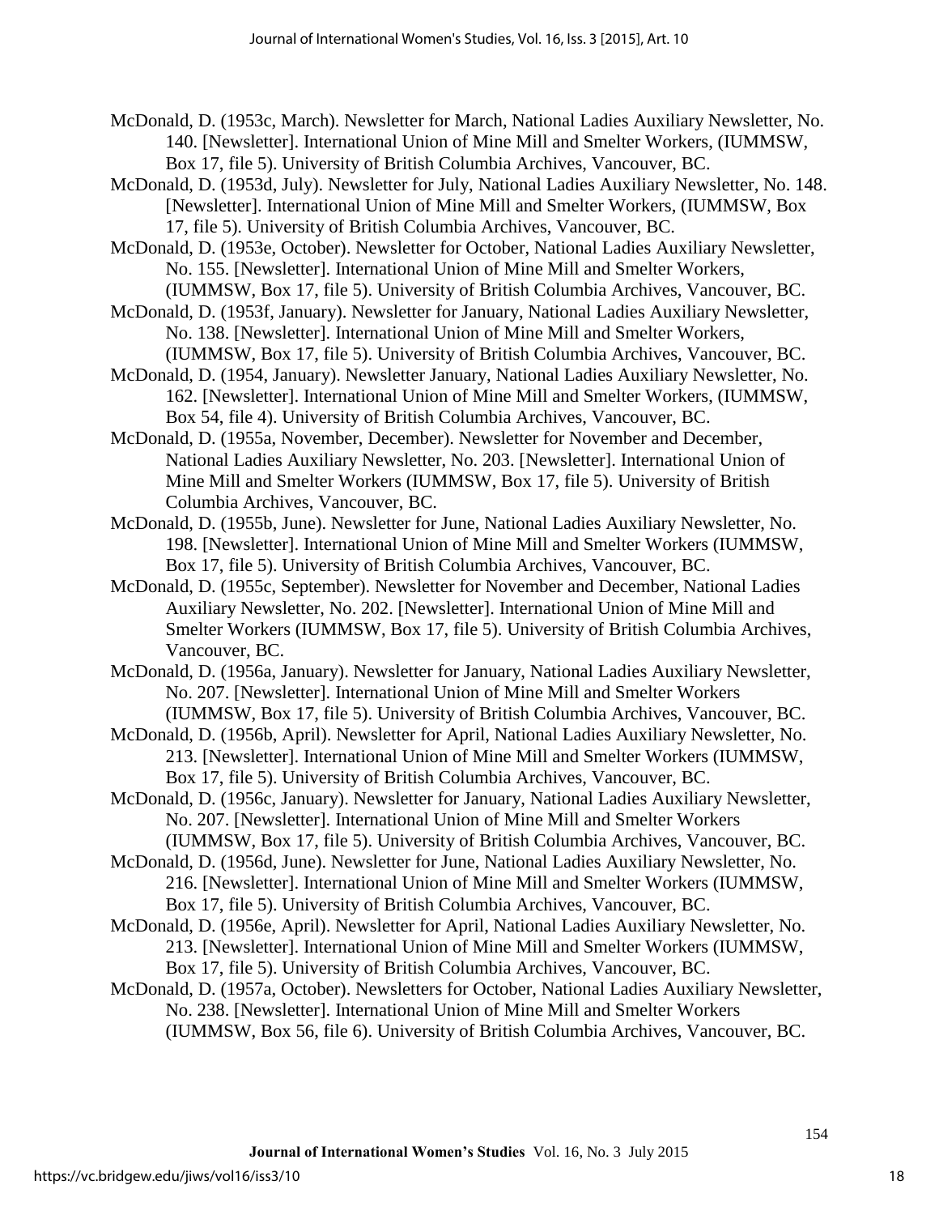McDonald, D. (1953c, March). Newsletter for March, National Ladies Auxiliary Newsletter, No. 140. [Newsletter]. International Union of Mine Mill and Smelter Workers, (IUMMSW, Box 17, file 5). University of British Columbia Archives, Vancouver, BC.

McDonald, D. (1953d, July). Newsletter for July, National Ladies Auxiliary Newsletter, No. 148. [Newsletter]. International Union of Mine Mill and Smelter Workers, (IUMMSW, Box 17, file 5). University of British Columbia Archives, Vancouver, BC.

McDonald, D. (1953e, October). Newsletter for October, National Ladies Auxiliary Newsletter, No. 155. [Newsletter]. International Union of Mine Mill and Smelter Workers, (IUMMSW, Box 17, file 5). University of British Columbia Archives, Vancouver, BC.

McDonald, D. (1953f, January). Newsletter for January, National Ladies Auxiliary Newsletter, No. 138. [Newsletter]. International Union of Mine Mill and Smelter Workers, (IUMMSW, Box 17, file 5). University of British Columbia Archives, Vancouver, BC.

McDonald, D. (1954, January). Newsletter January, National Ladies Auxiliary Newsletter, No. 162. [Newsletter]. International Union of Mine Mill and Smelter Workers, (IUMMSW, Box 54, file 4). University of British Columbia Archives, Vancouver, BC.

McDonald, D. (1955a, November, December). Newsletter for November and December, National Ladies Auxiliary Newsletter, No. 203. [Newsletter]. International Union of Mine Mill and Smelter Workers (IUMMSW, Box 17, file 5). University of British Columbia Archives, Vancouver, BC.

McDonald, D. (1955b, June). Newsletter for June, National Ladies Auxiliary Newsletter, No. 198. [Newsletter]. International Union of Mine Mill and Smelter Workers (IUMMSW, Box 17, file 5). University of British Columbia Archives, Vancouver, BC.

McDonald, D. (1955c, September). Newsletter for November and December, National Ladies Auxiliary Newsletter, No. 202. [Newsletter]. International Union of Mine Mill and Smelter Workers (IUMMSW, Box 17, file 5). University of British Columbia Archives, Vancouver, BC.

McDonald, D. (1956a, January). Newsletter for January, National Ladies Auxiliary Newsletter, No. 207. [Newsletter]. International Union of Mine Mill and Smelter Workers (IUMMSW, Box 17, file 5). University of British Columbia Archives, Vancouver, BC.

McDonald, D. (1956b, April). Newsletter for April, National Ladies Auxiliary Newsletter, No. 213. [Newsletter]. International Union of Mine Mill and Smelter Workers (IUMMSW, Box 17, file 5). University of British Columbia Archives, Vancouver, BC.

McDonald, D. (1956c, January). Newsletter for January, National Ladies Auxiliary Newsletter, No. 207. [Newsletter]. International Union of Mine Mill and Smelter Workers (IUMMSW, Box 17, file 5). University of British Columbia Archives, Vancouver, BC.

McDonald, D. (1956d, June). Newsletter for June, National Ladies Auxiliary Newsletter, No. 216. [Newsletter]. International Union of Mine Mill and Smelter Workers (IUMMSW, Box 17, file 5). University of British Columbia Archives, Vancouver, BC.

McDonald, D. (1956e, April). Newsletter for April, National Ladies Auxiliary Newsletter, No. 213. [Newsletter]. International Union of Mine Mill and Smelter Workers (IUMMSW, Box 17, file 5). University of British Columbia Archives, Vancouver, BC.

McDonald, D. (1957a, October). Newsletters for October, National Ladies Auxiliary Newsletter, No. 238. [Newsletter]. International Union of Mine Mill and Smelter Workers (IUMMSW, Box 56, file 6). University of British Columbia Archives, Vancouver, BC.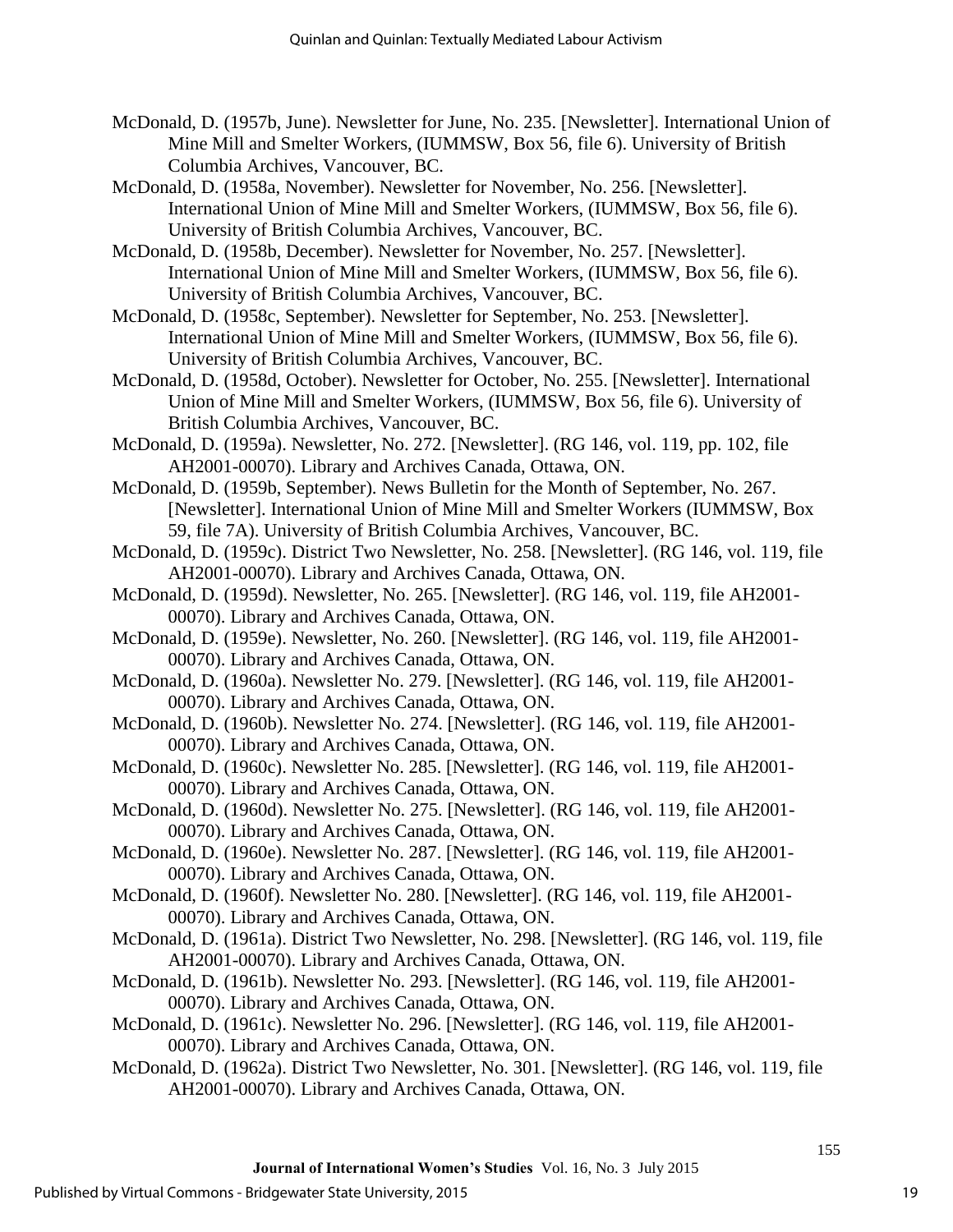McDonald, D. (1957b, June). Newsletter for June, No. 235. [Newsletter]. International Union of Mine Mill and Smelter Workers, (IUMMSW, Box 56, file 6). University of British Columbia Archives, Vancouver, BC.

McDonald, D. (1958a, November). Newsletter for November, No. 256. [Newsletter]. International Union of Mine Mill and Smelter Workers, (IUMMSW, Box 56, file 6). University of British Columbia Archives, Vancouver, BC.

McDonald, D. (1958b, December). Newsletter for November, No. 257. [Newsletter]. International Union of Mine Mill and Smelter Workers, (IUMMSW, Box 56, file 6). University of British Columbia Archives, Vancouver, BC.

McDonald, D. (1958c, September). Newsletter for September, No. 253. [Newsletter]. International Union of Mine Mill and Smelter Workers, (IUMMSW, Box 56, file 6). University of British Columbia Archives, Vancouver, BC.

McDonald, D. (1958d, October). Newsletter for October, No. 255. [Newsletter]. International Union of Mine Mill and Smelter Workers, (IUMMSW, Box 56, file 6). University of British Columbia Archives, Vancouver, BC.

McDonald, D. (1959a). Newsletter, No. 272. [Newsletter]. (RG 146, vol. 119, pp. 102, file AH2001-00070). Library and Archives Canada, Ottawa, ON.

McDonald, D. (1959b, September). News Bulletin for the Month of September, No. 267. [Newsletter]. International Union of Mine Mill and Smelter Workers (IUMMSW, Box 59, file 7A). University of British Columbia Archives, Vancouver, BC.

McDonald, D. (1959c). District Two Newsletter, No. 258. [Newsletter]. (RG 146, vol. 119, file AH2001-00070). Library and Archives Canada, Ottawa, ON.

McDonald, D. (1959d). Newsletter, No. 265. [Newsletter]. (RG 146, vol. 119, file AH2001-00070). Library and Archives Canada, Ottawa, ON.

McDonald, D. (1959e). Newsletter, No. 260. [Newsletter]. (RG 146, vol. 119, file AH2001-00070). Library and Archives Canada, Ottawa, ON.

McDonald, D. (1960a). Newsletter No. 279. [Newsletter]. (RG 146, vol. 119, file AH2001-00070). Library and Archives Canada, Ottawa, ON.

McDonald, D. (1960b). Newsletter No. 274. [Newsletter]. (RG 146, vol. 119, file AH2001-00070). Library and Archives Canada, Ottawa, ON.

McDonald, D. (1960c). Newsletter No. 285. [Newsletter]. (RG 146, vol. 119, file AH2001-00070). Library and Archives Canada, Ottawa, ON.

McDonald, D. (1960d). Newsletter No. 275. [Newsletter]. (RG 146, vol. 119, file AH2001-00070). Library and Archives Canada, Ottawa, ON.

McDonald, D. (1960e). Newsletter No. 287. [Newsletter]. (RG 146, vol. 119, file AH2001-00070). Library and Archives Canada, Ottawa, ON.

McDonald, D. (1960f). Newsletter No. 280. [Newsletter]. (RG 146, vol. 119, file AH2001-00070). Library and Archives Canada, Ottawa, ON.

McDonald, D. (1961a). District Two Newsletter, No. 298. [Newsletter]. (RG 146, vol. 119, file AH2001-00070). Library and Archives Canada, Ottawa, ON.

McDonald, D. (1961b). Newsletter No. 293. [Newsletter]. (RG 146, vol. 119, file AH2001-00070). Library and Archives Canada, Ottawa, ON.

McDonald, D. (1961c). Newsletter No. 296. [Newsletter]. (RG 146, vol. 119, file AH2001-00070). Library and Archives Canada, Ottawa, ON.

McDonald, D. (1962a). District Two Newsletter, No. 301. [Newsletter]. (RG 146, vol. 119, file AH2001-00070). Library and Archives Canada, Ottawa, ON.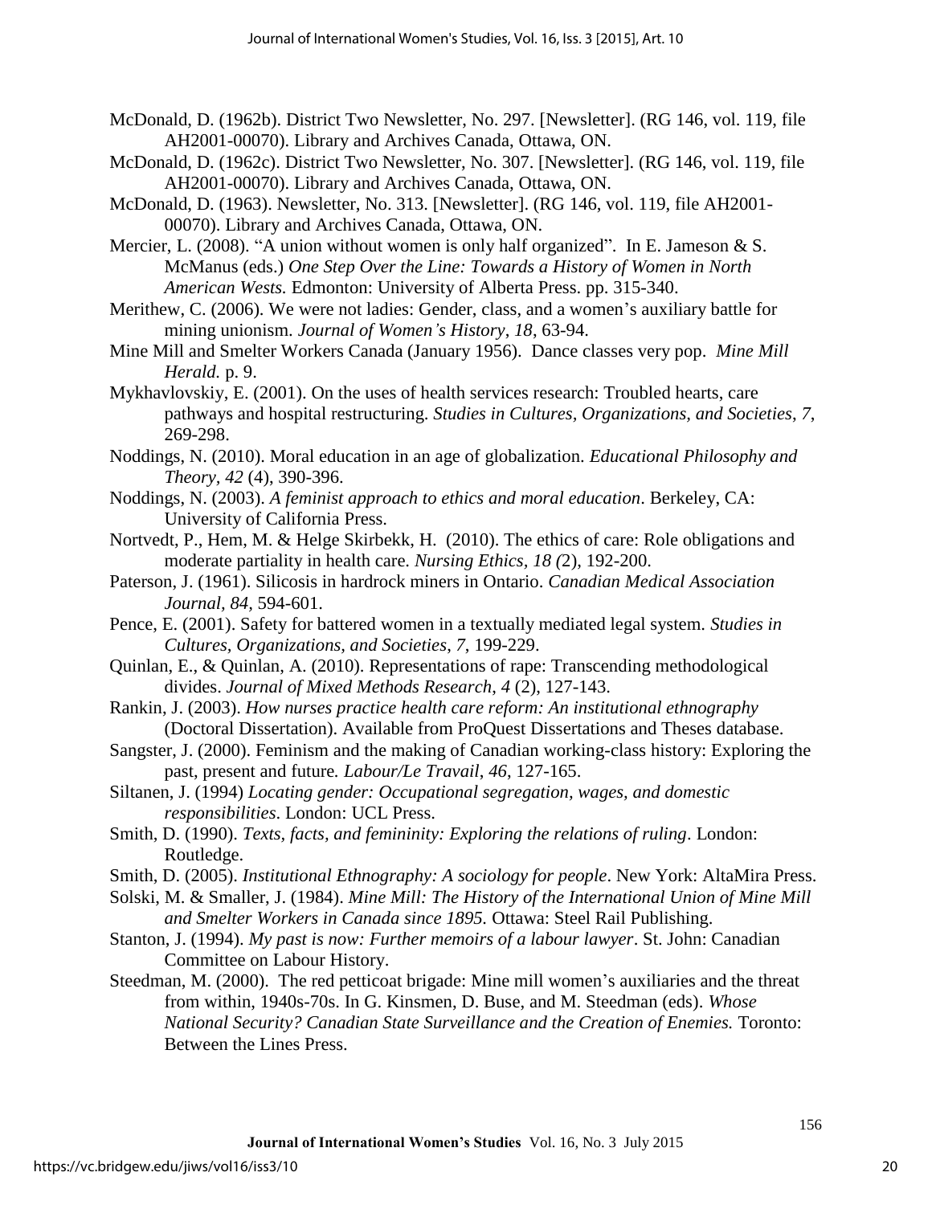McDonald, D. (1962b). District Two Newsletter, No. 297. [Newsletter]. (RG 146, vol. 119, file AH2001-00070). Library and Archives Canada, Ottawa, ON.

McDonald, D. (1962c). District Two Newsletter, No. 307. [Newsletter]. (RG 146, vol. 119, file AH2001-00070). Library and Archives Canada, Ottawa, ON.

McDonald, D. (1963). Newsletter, No. 313. [Newsletter]. (RG 146, vol. 119, file AH2001-00070). Library and Archives Canada, Ottawa, ON.

Mercier, L. (2008). "A union without women is only half organized". In E. Jameson & S. McManus (eds.) *One Step Over the Line: Towards a History of Women in North American Wests.* Edmonton: University of Alberta Press. pp. 315-340.

Merithew, C. (2006). We were not ladies: Gender, class, and a women's auxiliary battle for mining unionism. *Journal of Women's History*, *18*, 63-94.

Mine Mill and Smelter Workers Canada (January 1956). Dance classes very pop. *Mine Mill Herald.* p. 9.

Mykhavlovskiy, E. (2001). On the uses of health services research: Troubled hearts, care pathways and hospital restructuring. *Studies in Cultures, Organizations, and Societies*, *7*, 269-298.

Noddings, N. (2010). Moral education in an age of globalization. *Educational Philosophy and Theory, 42* (4), 390-396.

Noddings, N. (2003). *A feminist approach to ethics and moral education*. Berkeley, CA: University of California Press.

Nortvedt, P., Hem, M. & Helge Skirbekk, H. (2010). The ethics of care: Role obligations and moderate partiality in health care. *Nursing Ethics, 18 (*2), 192-200.

Paterson, J. (1961). Silicosis in hardrock miners in Ontario. *Canadian Medical Association Journal*, *84,* 594-601.

Pence, E. (2001). Safety for battered women in a textually mediated legal system. *Studies in Cultures, Organizations, and Societies*, *7*, 199-229.

Quinlan, E., & Quinlan, A. (2010). Representations of rape: Transcending methodological divides. *Journal of Mixed Methods Research*, *4* (2), 127-143.

Rankin, J. (2003). *How nurses practice health care reform: An institutional ethnography* (Doctoral Dissertation). Available from ProQuest Dissertations and Theses database.

Sangster, J. (2000). Feminism and the making of Canadian working-class history: Exploring the past, present and future*. Labour/Le Travail*, *46*, 127-165.

Siltanen, J. (1994) *Locating gender: Occupational segregation, wages, and domestic responsibilities*. London: UCL Press.

Smith, D. (1990). *Texts, facts, and femininity: Exploring the relations of ruling*. London: Routledge.

Smith, D. (2005). *Institutional Ethnography: A sociology for people*. New York: AltaMira Press.

Solski, M. & Smaller, J. (1984). *Mine Mill: The History of the International Union of Mine Mill and Smelter Workers in Canada since 1895.* Ottawa: Steel Rail Publishing.

Stanton, J. (1994). *My past is now: Further memoirs of a labour lawyer*. St. John: Canadian Committee on Labour History.

Steedman, M. (2000). The red petticoat brigade: Mine mill women's auxiliaries and the threat from within, 1940s-70s. In G. Kinsmen, D. Buse, and M. Steedman (eds). *Whose National Security? Canadian State Surveillance and the Creation of Enemies.* Toronto: Between the Lines Press.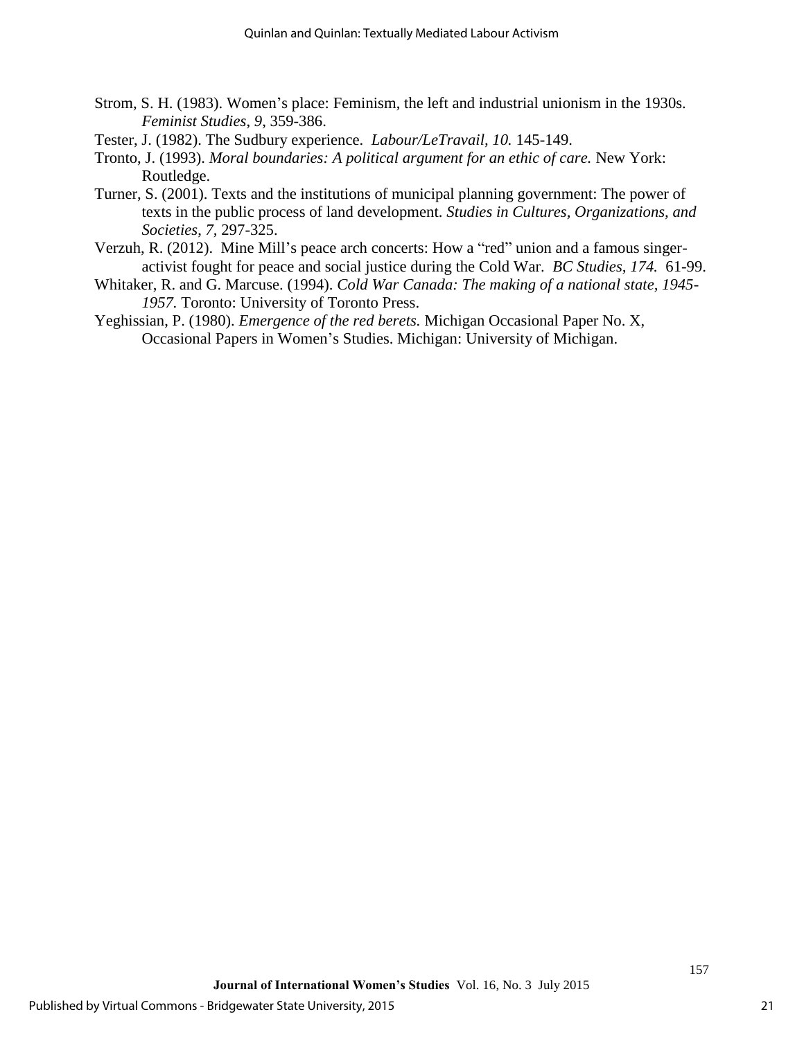Strom, S. H. (1983). Women's place: Feminism, the left and industrial unionism in the 1930s. *Feminist Studies*, *9*, 359-386.

Tester, J. (1982). The Sudbury experience. *Labour/LeTravail*, *10.* 145-149.

Tronto, J. (1993). *Moral boundaries: A political argument for an ethic of care.* New York: Routledge.

Turner, S. (2001). Texts and the institutions of municipal planning government: The power of texts in the public process of land development. *Studies in Cultures, Organizations, and Societies*, *7*, 297-325.

Verzuh, R. (2012). Mine Mill's peace arch concerts: How a "red" union and a famous singer-activist fought for peace and social justice during the Cold War. *BC Studies*, *174.* 61-99.

Whitaker, R. and G. Marcuse. (1994). *Cold War Canada: The making of a national state, 1945-1957.* Toronto: University of Toronto Press.

Yeghissian, P. (1980). *Emergence of the red berets.* Michigan Occasional Paper No. X, Occasional Papers in Women's Studies. Michigan: University of Michigan.